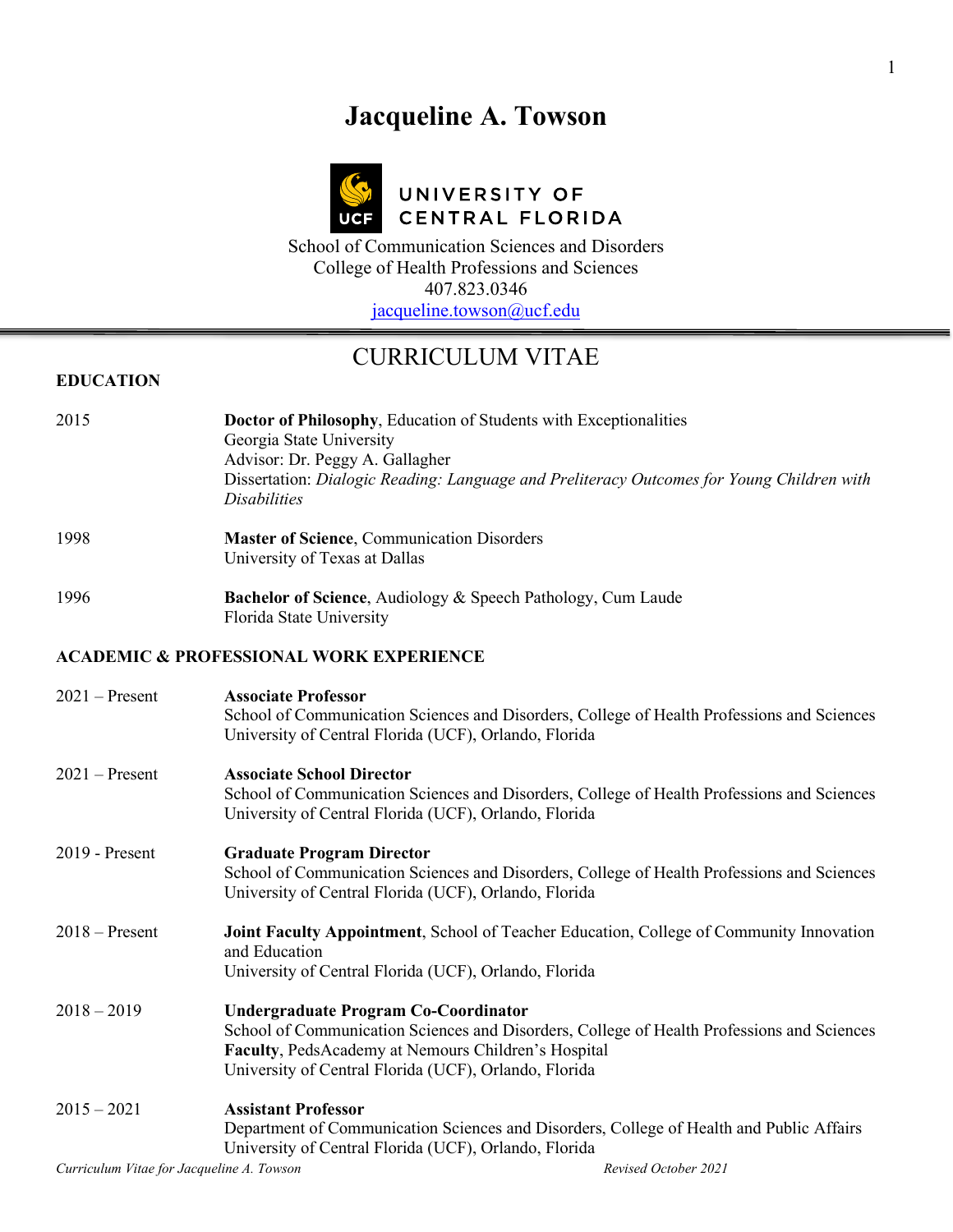# Jacqueline A. Towson

UNIVERSITY OF CENTRAL FLORIDA

School of Communication Sciences and Disorders
College of Health Professions and Sciences
407.823.0346
jacqueline.towson@ucf.edu

## CURRICULUM VITAE

### EDUCATION

2015 — **Doctor of Philosophy**, Education of Students with Exceptionalities
Georgia State University
Advisor: Dr. Peggy A. Gallagher
Dissertation: *Dialogic Reading: Language and Preliteracy Outcomes for Young Children with Disabilities*

1998 — **Master of Science**, Communication Disorders
University of Texas at Dallas

1996 — **Bachelor of Science**, Audiology & Speech Pathology, Cum Laude
Florida State University

### ACADEMIC & PROFESSIONAL WORK EXPERIENCE

2021 – Present — **Associate Professor**
School of Communication Sciences and Disorders, College of Health Professions and Sciences
University of Central Florida (UCF), Orlando, Florida

2021 – Present — **Associate School Director**
School of Communication Sciences and Disorders, College of Health Professions and Sciences
University of Central Florida (UCF), Orlando, Florida

2019 - Present — **Graduate Program Director**
School of Communication Sciences and Disorders, College of Health Professions and Sciences
University of Central Florida (UCF), Orlando, Florida

2018 – Present — **Joint Faculty Appointment**, School of Teacher Education, College of Community Innovation and Education
University of Central Florida (UCF), Orlando, Florida

2018 – 2019 — **Undergraduate Program Co-Coordinator**
School of Communication Sciences and Disorders, College of Health Professions and Sciences
**Faculty**, PedsAcademy at Nemours Children's Hospital
University of Central Florida (UCF), Orlando, Florida

2015 – 2021 — **Assistant Professor**
Department of Communication Sciences and Disorders, College of Health and Public Affairs
University of Central Florida (UCF), Orlando, Florida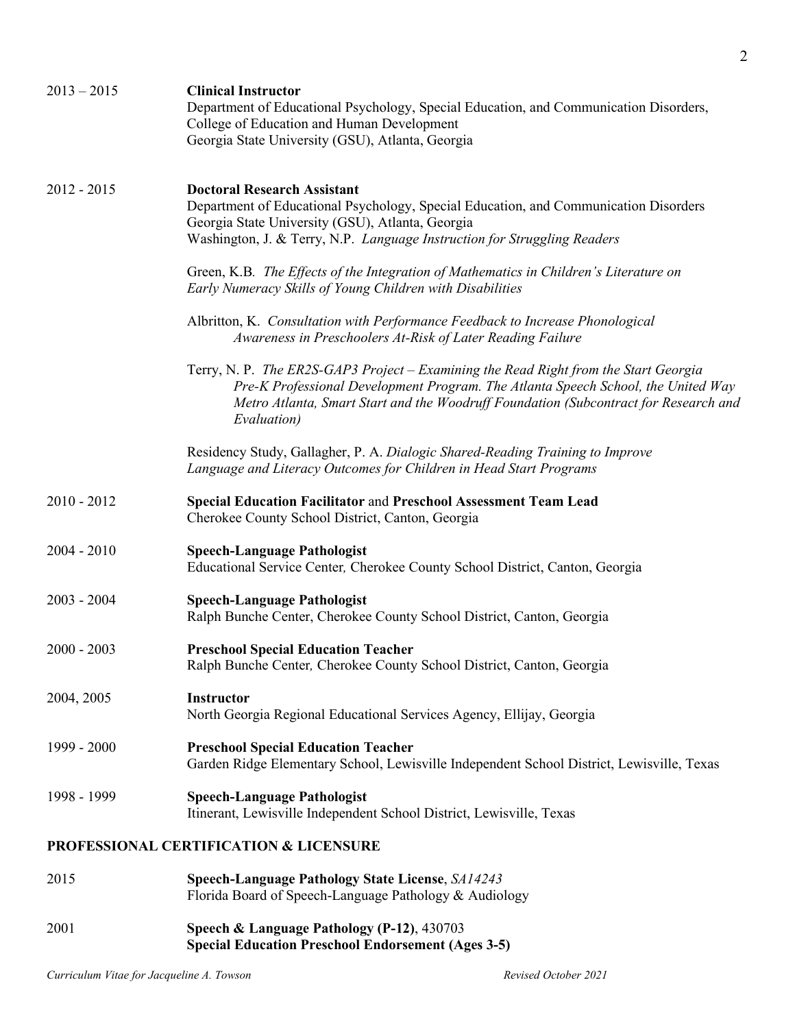2013 – 2015 **Clinical Instructor**
Department of Educational Psychology, Special Education, and Communication Disorders,
College of Education and Human Development
Georgia State University (GSU), Atlanta, Georgia

2012 - 2015 **Doctoral Research Assistant**
Department of Educational Psychology, Special Education, and Communication Disorders
Georgia State University (GSU), Atlanta, Georgia
Washington, J. & Terry, N.P. *Language Instruction for Struggling Readers*

Green, K.B. *The Effects of the Integration of Mathematics in Children's Literature on Early Numeracy Skills of Young Children with Disabilities*

Albritton, K. *Consultation with Performance Feedback to Increase Phonological Awareness in Preschoolers At-Risk of Later Reading Failure*

Terry, N. P. *The ER2S-GAP3 Project – Examining the Read Right from the Start Georgia Pre-K Professional Development Program. The Atlanta Speech School, the United Way Metro Atlanta, Smart Start and the Woodruff Foundation (Subcontract for Research and Evaluation)*

Residency Study, Gallagher, P. A. *Dialogic Shared-Reading Training to Improve Language and Literacy Outcomes for Children in Head Start Programs*

2010 - 2012 **Special Education Facilitator** and **Preschool Assessment Team Lead**
Cherokee County School District, Canton, Georgia

2004 - 2010 **Speech-Language Pathologist**
Educational Service Center, Cherokee County School District, Canton, Georgia

2003 - 2004 **Speech-Language Pathologist**
Ralph Bunche Center, Cherokee County School District, Canton, Georgia

2000 - 2003 **Preschool Special Education Teacher**
Ralph Bunche Center, Cherokee County School District, Canton, Georgia

2004, 2005 **Instructor**
North Georgia Regional Educational Services Agency, Ellijay, Georgia

1999 - 2000 **Preschool Special Education Teacher**
Garden Ridge Elementary School, Lewisville Independent School District, Lewisville, Texas

1998 - 1999 **Speech-Language Pathologist**
Itinerant, Lewisville Independent School District, Lewisville, Texas

## PROFESSIONAL CERTIFICATION & LICENSURE

2015 **Speech-Language Pathology State License**, *SA14243*
Florida Board of Speech-Language Pathology & Audiology

2001 **Speech & Language Pathology (P-12)**, 430703
**Special Education Preschool Endorsement (Ages 3-5)**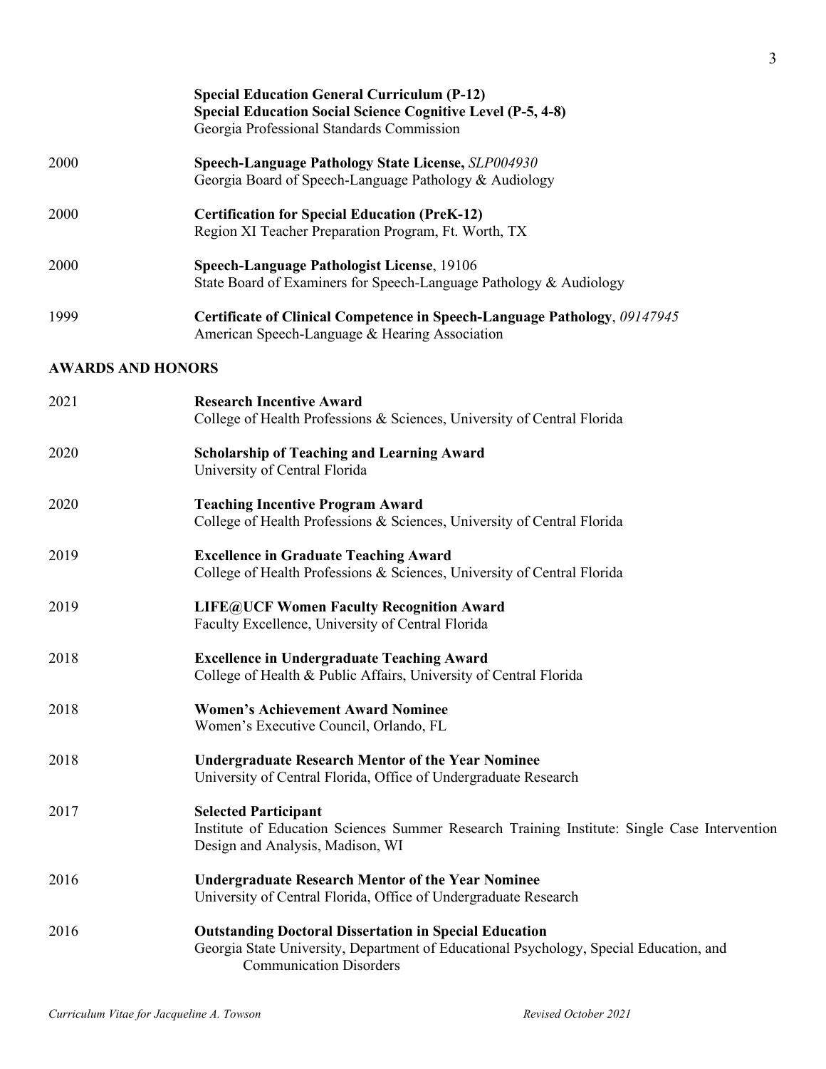**Special Education General Curriculum (P-12)**
**Special Education Social Science Cognitive Level (P-5, 4-8)**
Georgia Professional Standards Commission

2000 **Speech-Language Pathology State License,** *SLP004930*
Georgia Board of Speech-Language Pathology & Audiology

2000 **Certification for Special Education (PreK-12)**
Region XI Teacher Preparation Program, Ft. Worth, TX

2000 **Speech-Language Pathologist License**, 19106
State Board of Examiners for Speech-Language Pathology & Audiology

1999 **Certificate of Clinical Competence in Speech-Language Pathology**, *09147945*
American Speech-Language & Hearing Association

## AWARDS AND HONORS

2021 **Research Incentive Award**
College of Health Professions & Sciences, University of Central Florida

2020 **Scholarship of Teaching and Learning Award**
University of Central Florida

2020 **Teaching Incentive Program Award**
College of Health Professions & Sciences, University of Central Florida

2019 **Excellence in Graduate Teaching Award**
College of Health Professions & Sciences, University of Central Florida

2019 **LIFE@UCF Women Faculty Recognition Award**
Faculty Excellence, University of Central Florida

2018 **Excellence in Undergraduate Teaching Award**
College of Health & Public Affairs, University of Central Florida

2018 **Women's Achievement Award Nominee**
Women's Executive Council, Orlando, FL

2018 **Undergraduate Research Mentor of the Year Nominee**
University of Central Florida, Office of Undergraduate Research

2017 **Selected Participant**
Institute of Education Sciences Summer Research Training Institute: Single Case Intervention Design and Analysis, Madison, WI

2016 **Undergraduate Research Mentor of the Year Nominee**
University of Central Florida, Office of Undergraduate Research

2016 **Outstanding Doctoral Dissertation in Special Education**
Georgia State University, Department of Educational Psychology, Special Education, and Communication Disorders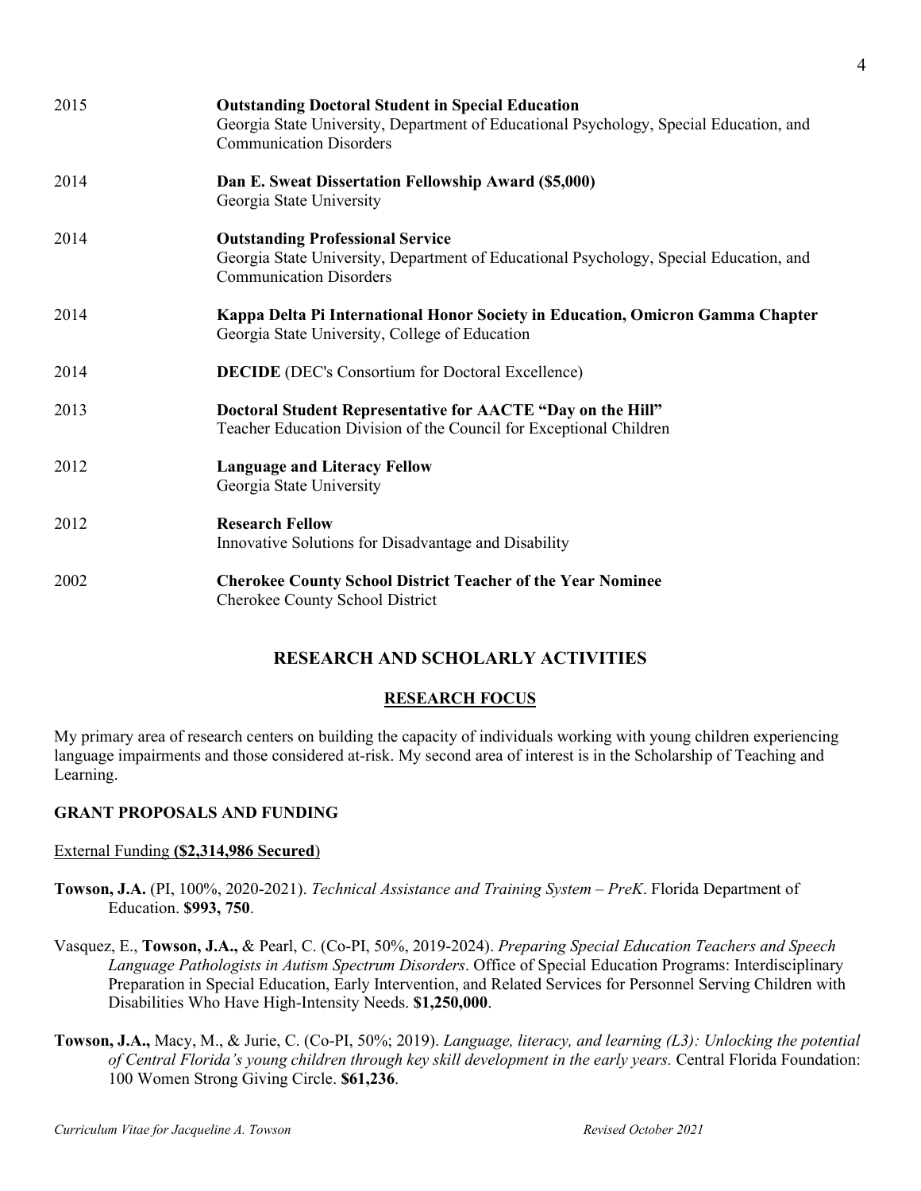2015 **Outstanding Doctoral Student in Special Education**
Georgia State University, Department of Educational Psychology, Special Education, and Communication Disorders

2014 **Dan E. Sweat Dissertation Fellowship Award ($5,000)**
Georgia State University

2014 **Outstanding Professional Service**
Georgia State University, Department of Educational Psychology, Special Education, and Communication Disorders

2014 **Kappa Delta Pi International Honor Society in Education, Omicron Gamma Chapter**
Georgia State University, College of Education

2014 **DECIDE** (DEC's Consortium for Doctoral Excellence)

2013 **Doctoral Student Representative for AACTE "Day on the Hill"**
Teacher Education Division of the Council for Exceptional Children

2012 **Language and Literacy Fellow**
Georgia State University

2012 **Research Fellow**
Innovative Solutions for Disadvantage and Disability

2002 **Cherokee County School District Teacher of the Year Nominee**
Cherokee County School District

## RESEARCH AND SCHOLARLY ACTIVITIES

### RESEARCH FOCUS

My primary area of research centers on building the capacity of individuals working with young children experiencing language impairments and those considered at-risk. My second area of interest is in the Scholarship of Teaching and Learning.

### GRANT PROPOSALS AND FUNDING

External Funding **($2,314,986 Secured**)

**Towson, J.A.** (PI, 100%, 2020-2021). *Technical Assistance and Training System – PreK*. Florida Department of Education. **$993, 750**.

Vasquez, E., **Towson, J.A.,** & Pearl, C. (Co-PI, 50%, 2019-2024). *Preparing Special Education Teachers and Speech Language Pathologists in Autism Spectrum Disorders*. Office of Special Education Programs: Interdisciplinary Preparation in Special Education, Early Intervention, and Related Services for Personnel Serving Children with Disabilities Who Have High-Intensity Needs. **$1,250,000**.

**Towson, J.A.,** Macy, M., & Jurie, C. (Co-PI, 50%; 2019). *Language, literacy, and learning (L3): Unlocking the potential of Central Florida's young children through key skill development in the early years.* Central Florida Foundation: 100 Women Strong Giving Circle. **$61,236**.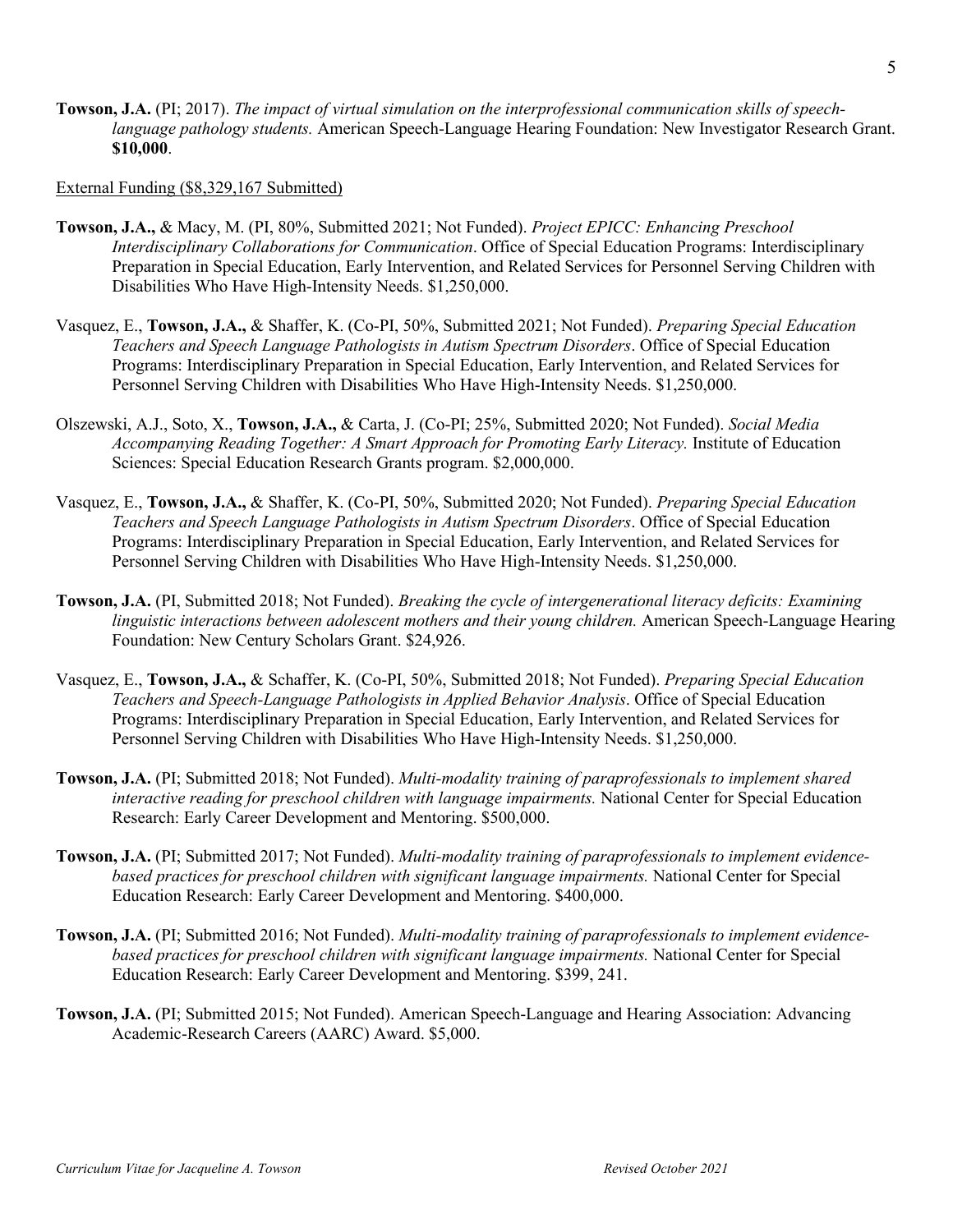**Towson, J.A.** (PI; 2017). *The impact of virtual simulation on the interprofessional communication skills of speech-language pathology students.* American Speech-Language Hearing Foundation: New Investigator Research Grant. **$10,000**.

<u>External Funding ($8,329,167 Submitted)</u>

**Towson, J.A.,** & Macy, M. (PI, 80%, Submitted 2021; Not Funded). *Project EPICC: Enhancing Preschool Interdisciplinary Collaborations for Communication*. Office of Special Education Programs: Interdisciplinary Preparation in Special Education, Early Intervention, and Related Services for Personnel Serving Children with Disabilities Who Have High-Intensity Needs. $1,250,000.

Vasquez, E., **Towson, J.A.,** & Shaffer, K. (Co-PI, 50%, Submitted 2021; Not Funded). *Preparing Special Education Teachers and Speech Language Pathologists in Autism Spectrum Disorders*. Office of Special Education Programs: Interdisciplinary Preparation in Special Education, Early Intervention, and Related Services for Personnel Serving Children with Disabilities Who Have High-Intensity Needs. $1,250,000.

Olszewski, A.J., Soto, X., **Towson, J.A.,** & Carta, J. (Co-PI; 25%, Submitted 2020; Not Funded). *Social Media Accompanying Reading Together: A Smart Approach for Promoting Early Literacy.* Institute of Education Sciences: Special Education Research Grants program. $2,000,000.

Vasquez, E., **Towson, J.A.,** & Shaffer, K. (Co-PI, 50%, Submitted 2020; Not Funded). *Preparing Special Education Teachers and Speech Language Pathologists in Autism Spectrum Disorders*. Office of Special Education Programs: Interdisciplinary Preparation in Special Education, Early Intervention, and Related Services for Personnel Serving Children with Disabilities Who Have High-Intensity Needs. $1,250,000.

**Towson, J.A.** (PI, Submitted 2018; Not Funded). *Breaking the cycle of intergenerational literacy deficits: Examining linguistic interactions between adolescent mothers and their young children.* American Speech-Language Hearing Foundation: New Century Scholars Grant. $24,926.

Vasquez, E., **Towson, J.A.,** & Schaffer, K. (Co-PI, 50%, Submitted 2018; Not Funded). *Preparing Special Education Teachers and Speech-Language Pathologists in Applied Behavior Analysis*. Office of Special Education Programs: Interdisciplinary Preparation in Special Education, Early Intervention, and Related Services for Personnel Serving Children with Disabilities Who Have High-Intensity Needs. $1,250,000.

**Towson, J.A.** (PI; Submitted 2018; Not Funded). *Multi-modality training of paraprofessionals to implement shared interactive reading for preschool children with language impairments.* National Center for Special Education Research: Early Career Development and Mentoring. $500,000.

**Towson, J.A.** (PI; Submitted 2017; Not Funded). *Multi-modality training of paraprofessionals to implement evidence-based practices for preschool children with significant language impairments.* National Center for Special Education Research: Early Career Development and Mentoring. $400,000.

**Towson, J.A.** (PI; Submitted 2016; Not Funded). *Multi-modality training of paraprofessionals to implement evidence-based practices for preschool children with significant language impairments.* National Center for Special Education Research: Early Career Development and Mentoring. $399, 241.

**Towson, J.A.** (PI; Submitted 2015; Not Funded). American Speech-Language and Hearing Association: Advancing Academic-Research Careers (AARC) Award. $5,000.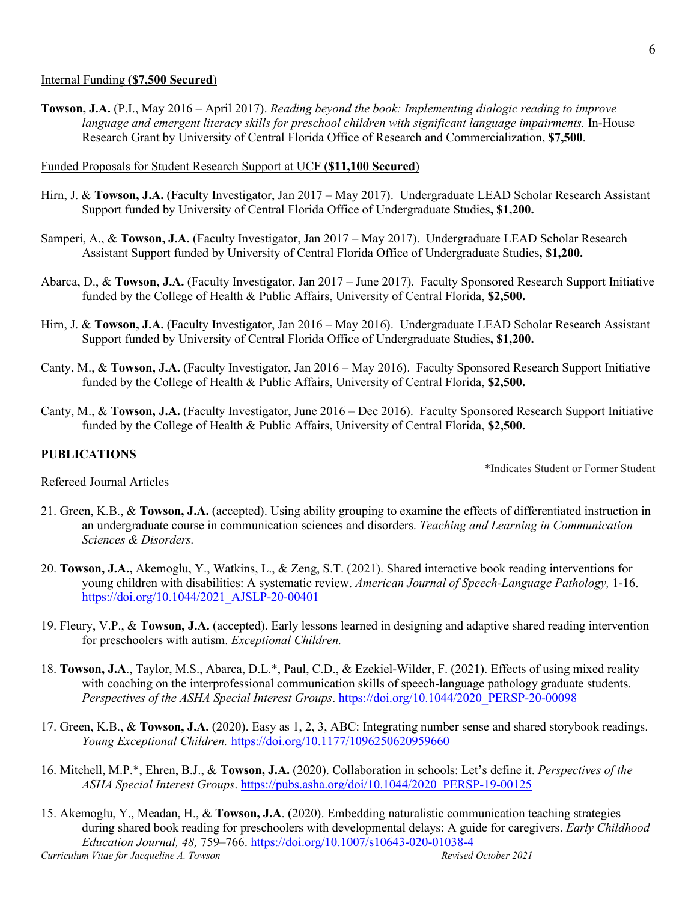Internal Funding **($7,500 Secured**)

**Towson, J.A.** (P.I., May 2016 – April 2017). *Reading beyond the book: Implementing dialogic reading to improve language and emergent literacy skills for preschool children with significant language impairments.* In-House Research Grant by University of Central Florida Office of Research and Commercialization, **$7,500**.

Funded Proposals for Student Research Support at UCF **($11,100 Secured**)

Hirn, J. & **Towson, J.A.** (Faculty Investigator, Jan 2017 – May 2017). Undergraduate LEAD Scholar Research Assistant Support funded by University of Central Florida Office of Undergraduate Studies**, $1,200.**

Samperi, A., & **Towson, J.A.** (Faculty Investigator, Jan 2017 – May 2017). Undergraduate LEAD Scholar Research Assistant Support funded by University of Central Florida Office of Undergraduate Studies**, $1,200.**

Abarca, D., & **Towson, J.A.** (Faculty Investigator, Jan 2017 – June 2017). Faculty Sponsored Research Support Initiative funded by the College of Health & Public Affairs, University of Central Florida, **$2,500.**

Hirn, J. & **Towson, J.A.** (Faculty Investigator, Jan 2016 – May 2016). Undergraduate LEAD Scholar Research Assistant Support funded by University of Central Florida Office of Undergraduate Studies**, $1,200.**

Canty, M., & **Towson, J.A.** (Faculty Investigator, Jan 2016 – May 2016). Faculty Sponsored Research Support Initiative funded by the College of Health & Public Affairs, University of Central Florida, **$2,500.**

Canty, M., & **Towson, J.A.** (Faculty Investigator, June 2016 – Dec 2016). Faculty Sponsored Research Support Initiative funded by the College of Health & Public Affairs, University of Central Florida, **$2,500.**

## PUBLICATIONS

*Indicates Student or Former Student

Refereed Journal Articles

21. Green, K.B., & **Towson, J.A.** (accepted). Using ability grouping to examine the effects of differentiated instruction in an undergraduate course in communication sciences and disorders. *Teaching and Learning in Communication Sciences & Disorders.*

20. **Towson, J.A.,** Akemoglu, Y., Watkins, L., & Zeng, S.T. (2021). Shared interactive book reading interventions for young children with disabilities: A systematic review. *American Journal of Speech-Language Pathology,* 1-16. https://doi.org/10.1044/2021_AJSLP-20-00401

19. Fleury, V.P., & **Towson, J.A.** (accepted). Early lessons learned in designing and adaptive shared reading intervention for preschoolers with autism. *Exceptional Children.*

18. **Towson, J.A**., Taylor, M.S., Abarca, D.L.*, Paul, C.D., & Ezekiel-Wilder, F. (2021). Effects of using mixed reality with coaching on the interprofessional communication skills of speech-language pathology graduate students. *Perspectives of the ASHA Special Interest Groups*. https://doi.org/10.1044/2020_PERSP-20-00098

17. Green, K.B., & **Towson, J.A.** (2020). Easy as 1, 2, 3, ABC: Integrating number sense and shared storybook readings. *Young Exceptional Children.* https://doi.org/10.1177/1096250620959660

16. Mitchell, M.P.*, Ehren, B.J., & **Towson, J.A.** (2020). Collaboration in schools: Let's define it. *Perspectives of the ASHA Special Interest Groups*. https://pubs.asha.org/doi/10.1044/2020_PERSP-19-00125

15. Akemoglu, Y., Meadan, H., & **Towson, J.A**. (2020). Embedding naturalistic communication teaching strategies during shared book reading for preschoolers with developmental delays: A guide for caregivers. *Early Childhood Education Journal, 48,* 759–766. https://doi.org/10.1007/s10643-020-01038-4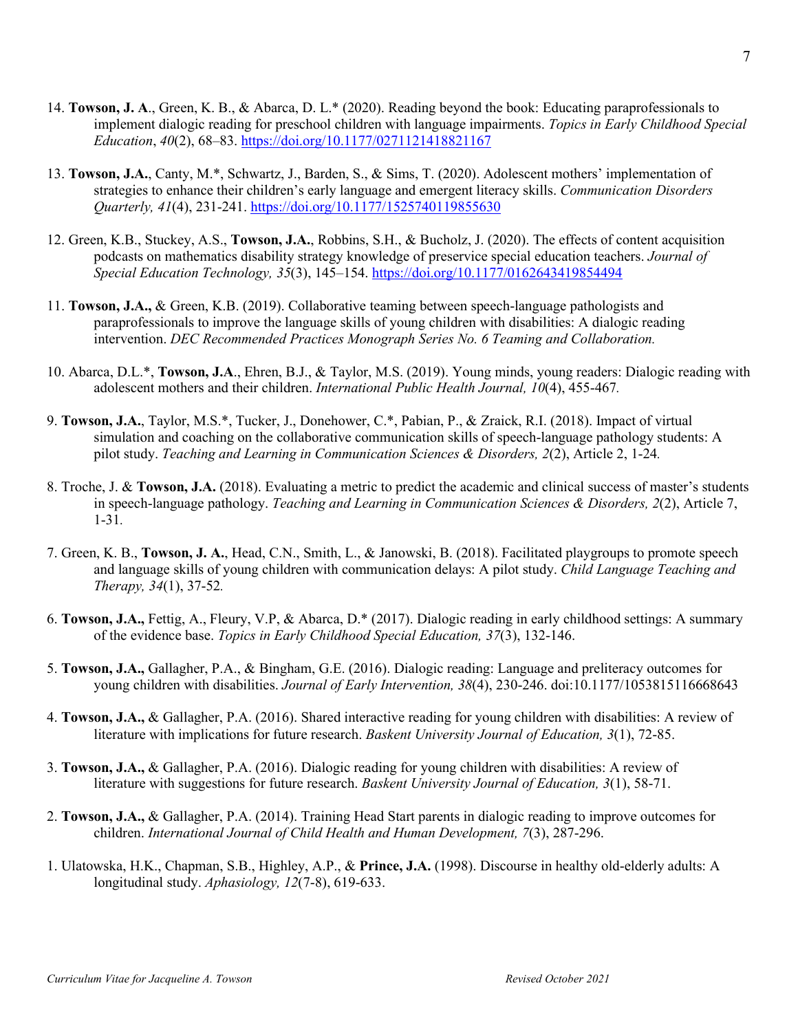14. **Towson, J. A**., Green, K. B., & Abarca, D. L.* (2020). Reading beyond the book: Educating paraprofessionals to implement dialogic reading for preschool children with language impairments. *Topics in Early Childhood Special Education*, *40*(2), 68–83. https://doi.org/10.1177/0271121418821167

13. **Towson, J.A.**, Canty, M.*, Schwartz, J., Barden, S., & Sims, T. (2020). Adolescent mothers' implementation of strategies to enhance their children's early language and emergent literacy skills. *Communication Disorders Quarterly, 41*(4), 231-241. https://doi.org/10.1177/1525740119855630

12. Green, K.B., Stuckey, A.S., **Towson, J.A.**, Robbins, S.H., & Bucholz, J. (2020). The effects of content acquisition podcasts on mathematics disability strategy knowledge of preservice special education teachers. *Journal of Special Education Technology, 35*(3), 145–154. https://doi.org/10.1177/0162643419854494

11. **Towson, J.A.,** & Green, K.B. (2019). Collaborative teaming between speech-language pathologists and paraprofessionals to improve the language skills of young children with disabilities: A dialogic reading intervention. *DEC Recommended Practices Monograph Series No. 6 Teaming and Collaboration.*

10. Abarca, D.L.*, **Towson, J.A**., Ehren, B.J., & Taylor, M.S. (2019). Young minds, young readers: Dialogic reading with adolescent mothers and their children. *International Public Health Journal, 10*(4), 455-467*.*

9. **Towson, J.A.**, Taylor, M.S.*, Tucker, J., Donehower, C.*, Pabian, P., & Zraick, R.I. (2018). Impact of virtual simulation and coaching on the collaborative communication skills of speech-language pathology students: A pilot study. *Teaching and Learning in Communication Sciences & Disorders, 2*(2), Article 2, 1-24*.*

8. Troche, J. & **Towson, J.A.** (2018). Evaluating a metric to predict the academic and clinical success of master's students in speech-language pathology. *Teaching and Learning in Communication Sciences & Disorders, 2*(2), Article 7, 1-31*.*

7. Green, K. B., **Towson, J. A.**, Head, C.N., Smith, L., & Janowski, B. (2018). Facilitated playgroups to promote speech and language skills of young children with communication delays: A pilot study. *Child Language Teaching and Therapy, 34*(1), 37-52*.*

6. **Towson, J.A.,** Fettig, A., Fleury, V.P, & Abarca, D.* (2017). Dialogic reading in early childhood settings: A summary of the evidence base. *Topics in Early Childhood Special Education, 37*(3), 132-146.

5. **Towson, J.A.,** Gallagher, P.A., & Bingham, G.E. (2016). Dialogic reading: Language and preliteracy outcomes for young children with disabilities. *Journal of Early Intervention, 38*(4), 230-246. doi:10.1177/1053815116668643

4. **Towson, J.A.,** & Gallagher, P.A. (2016). Shared interactive reading for young children with disabilities: A review of literature with implications for future research. *Baskent University Journal of Education, 3*(1), 72-85.

3. **Towson, J.A.,** & Gallagher, P.A. (2016). Dialogic reading for young children with disabilities: A review of literature with suggestions for future research. *Baskent University Journal of Education, 3*(1), 58-71.

2. **Towson, J.A.,** & Gallagher, P.A. (2014). Training Head Start parents in dialogic reading to improve outcomes for children. *International Journal of Child Health and Human Development, 7*(3), 287-296.

1. Ulatowska, H.K., Chapman, S.B., Highley, A.P., & **Prince, J.A.** (1998). Discourse in healthy old-elderly adults: A longitudinal study. *Aphasiology, 12*(7-8), 619-633.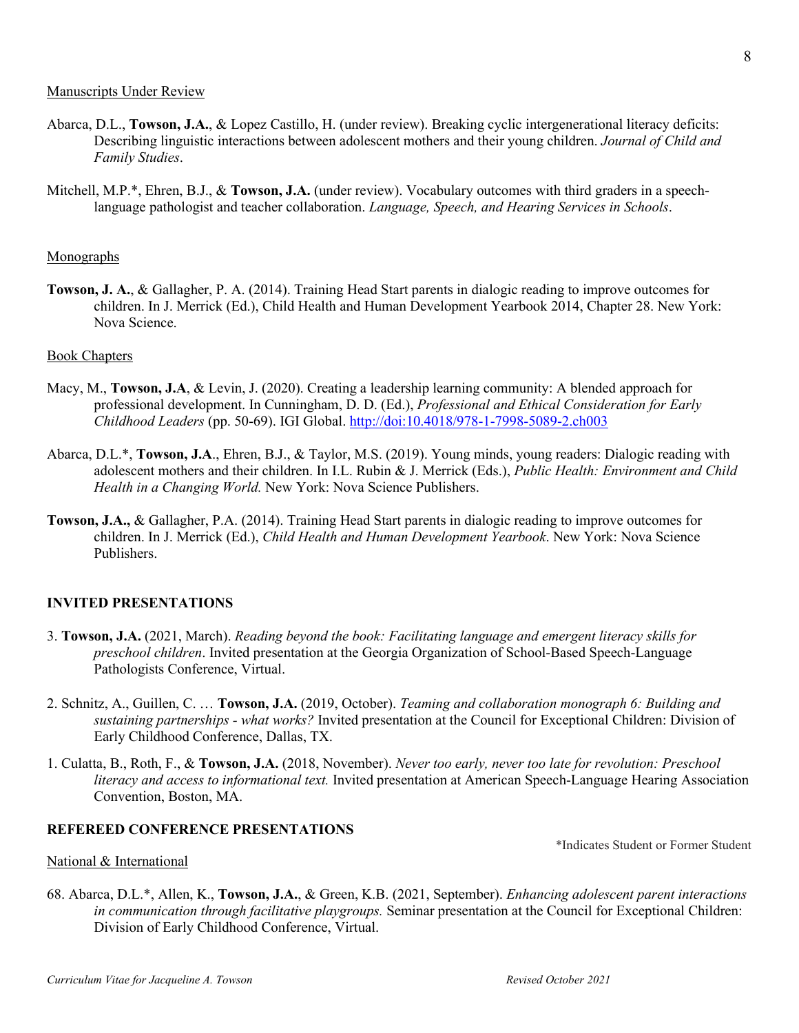Manuscripts Under Review

Abarca, D.L., **Towson, J.A.**, & Lopez Castillo, H. (under review). Breaking cyclic intergenerational literacy deficits: Describing linguistic interactions between adolescent mothers and their young children. *Journal of Child and Family Studies*.

Mitchell, M.P.*, Ehren, B.J., & **Towson, J.A.** (under review). Vocabulary outcomes with third graders in a speech-language pathologist and teacher collaboration. *Language, Speech, and Hearing Services in Schools*.

Monographs

**Towson, J. A.**, & Gallagher, P. A. (2014). Training Head Start parents in dialogic reading to improve outcomes for children. In J. Merrick (Ed.), Child Health and Human Development Yearbook 2014, Chapter 28. New York: Nova Science.

Book Chapters

Macy, M., **Towson, J.A**, & Levin, J. (2020). Creating a leadership learning community: A blended approach for professional development. In Cunningham, D. D. (Ed.), *Professional and Ethical Consideration for Early Childhood Leaders* (pp. 50-69). IGI Global. http://doi:10.4018/978-1-7998-5089-2.ch003

Abarca, D.L.*, **Towson, J.A**., Ehren, B.J., & Taylor, M.S. (2019). Young minds, young readers: Dialogic reading with adolescent mothers and their children. In I.L. Rubin & J. Merrick (Eds.), *Public Health: Environment and Child Health in a Changing World.* New York: Nova Science Publishers.

**Towson, J.A.,** & Gallagher, P.A. (2014). Training Head Start parents in dialogic reading to improve outcomes for children. In J. Merrick (Ed.), *Child Health and Human Development Yearbook*. New York: Nova Science Publishers.

## INVITED PRESENTATIONS

3. **Towson, J.A.** (2021, March). *Reading beyond the book: Facilitating language and emergent literacy skills for preschool children*. Invited presentation at the Georgia Organization of School-Based Speech-Language Pathologists Conference, Virtual.

2. Schnitz, A., Guillen, C. … **Towson, J.A.** (2019, October). *Teaming and collaboration monograph 6: Building and sustaining partnerships - what works?* Invited presentation at the Council for Exceptional Children: Division of Early Childhood Conference, Dallas, TX.

1. Culatta, B., Roth, F., & **Towson, J.A.** (2018, November). *Never too early, never too late for revolution: Preschool literacy and access to informational text.* Invited presentation at American Speech-Language Hearing Association Convention, Boston, MA.

## REFEREED CONFERENCE PRESENTATIONS

*Indicates Student or Former Student

National & International

68. Abarca, D.L.*, Allen, K., **Towson, J.A.**, & Green, K.B. (2021, September). *Enhancing adolescent parent interactions in communication through facilitative playgroups.* Seminar presentation at the Council for Exceptional Children: Division of Early Childhood Conference, Virtual.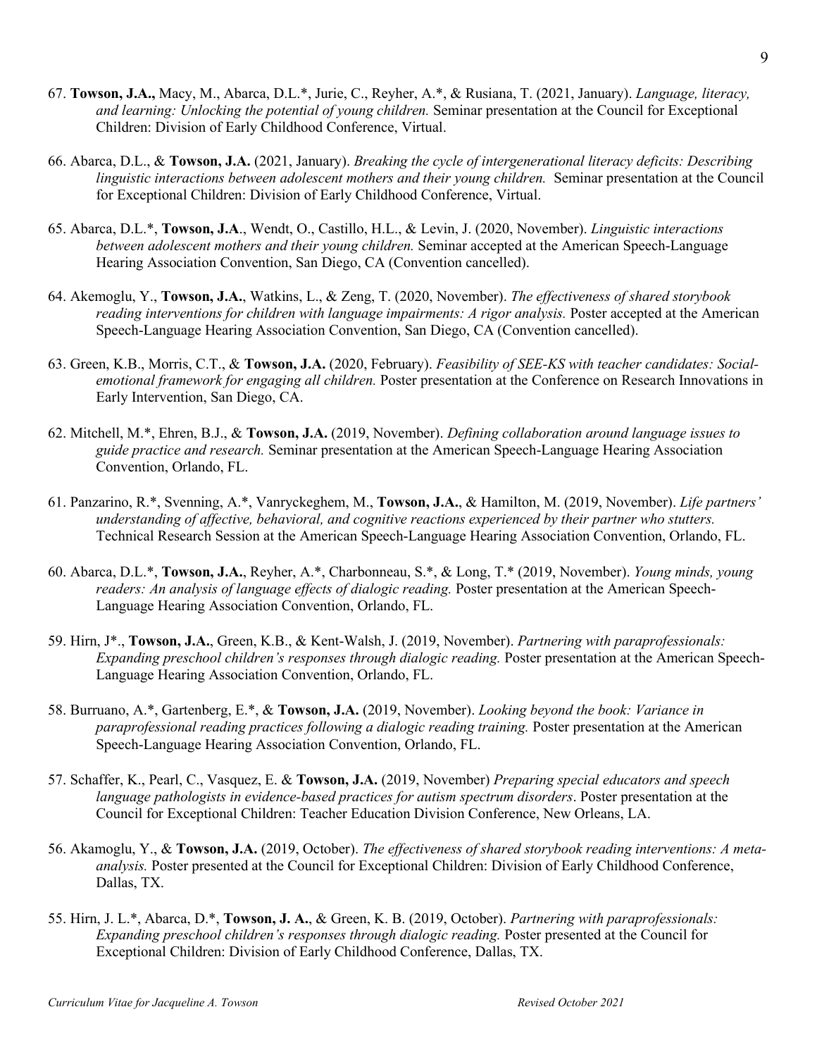67. **Towson, J.A.,** Macy, M., Abarca, D.L.*, Jurie, C., Reyher, A.*, & Rusiana, T. (2021, January). *Language, literacy, and learning: Unlocking the potential of young children.* Seminar presentation at the Council for Exceptional Children: Division of Early Childhood Conference, Virtual.

66. Abarca, D.L., & **Towson, J.A.** (2021, January). *Breaking the cycle of intergenerational literacy deficits: Describing linguistic interactions between adolescent mothers and their young children.* Seminar presentation at the Council for Exceptional Children: Division of Early Childhood Conference, Virtual.

65. Abarca, D.L.*, **Towson, J.A**., Wendt, O., Castillo, H.L., & Levin, J. (2020, November). *Linguistic interactions between adolescent mothers and their young children.* Seminar accepted at the American Speech-Language Hearing Association Convention, San Diego, CA (Convention cancelled).

64. Akemoglu, Y., **Towson, J.A.**, Watkins, L., & Zeng, T. (2020, November). *The effectiveness of shared storybook reading interventions for children with language impairments: A rigor analysis.* Poster accepted at the American Speech-Language Hearing Association Convention, San Diego, CA (Convention cancelled).

63. Green, K.B., Morris, C.T., & **Towson, J.A.** (2020, February). *Feasibility of SEE-KS with teacher candidates: Social-emotional framework for engaging all children.* Poster presentation at the Conference on Research Innovations in Early Intervention, San Diego, CA.

62. Mitchell, M.*, Ehren, B.J., & **Towson, J.A.** (2019, November). *Defining collaboration around language issues to guide practice and research.* Seminar presentation at the American Speech-Language Hearing Association Convention, Orlando, FL.

61. Panzarino, R.*, Svenning, A.*, Vanryckeghem, M., **Towson, J.A.**, & Hamilton, M. (2019, November). *Life partners' understanding of affective, behavioral, and cognitive reactions experienced by their partner who stutters.* Technical Research Session at the American Speech-Language Hearing Association Convention, Orlando, FL.

60. Abarca, D.L.*, **Towson, J.A.**, Reyher, A.*, Charbonneau, S.*, & Long, T.* (2019, November). *Young minds, young readers: An analysis of language effects of dialogic reading.* Poster presentation at the American Speech-Language Hearing Association Convention, Orlando, FL.

59. Hirn, J*., **Towson, J.A.**, Green, K.B., & Kent-Walsh, J. (2019, November). *Partnering with paraprofessionals: Expanding preschool children's responses through dialogic reading.* Poster presentation at the American Speech-Language Hearing Association Convention, Orlando, FL.

58. Burruano, A.*, Gartenberg, E.*, & **Towson, J.A.** (2019, November). *Looking beyond the book: Variance in paraprofessional reading practices following a dialogic reading training.* Poster presentation at the American Speech-Language Hearing Association Convention, Orlando, FL.

57. Schaffer, K., Pearl, C., Vasquez, E. & **Towson, J.A.** (2019, November) *Preparing special educators and speech language pathologists in evidence-based practices for autism spectrum disorders*. Poster presentation at the Council for Exceptional Children: Teacher Education Division Conference, New Orleans, LA.

56. Akamoglu, Y., & **Towson, J.A.** (2019, October). *The effectiveness of shared storybook reading interventions: A meta-analysis.* Poster presented at the Council for Exceptional Children: Division of Early Childhood Conference, Dallas, TX.

55. Hirn, J. L.*, Abarca, D.*, **Towson, J. A.**, & Green, K. B. (2019, October). *Partnering with paraprofessionals: Expanding preschool children's responses through dialogic reading.* Poster presented at the Council for Exceptional Children: Division of Early Childhood Conference, Dallas, TX.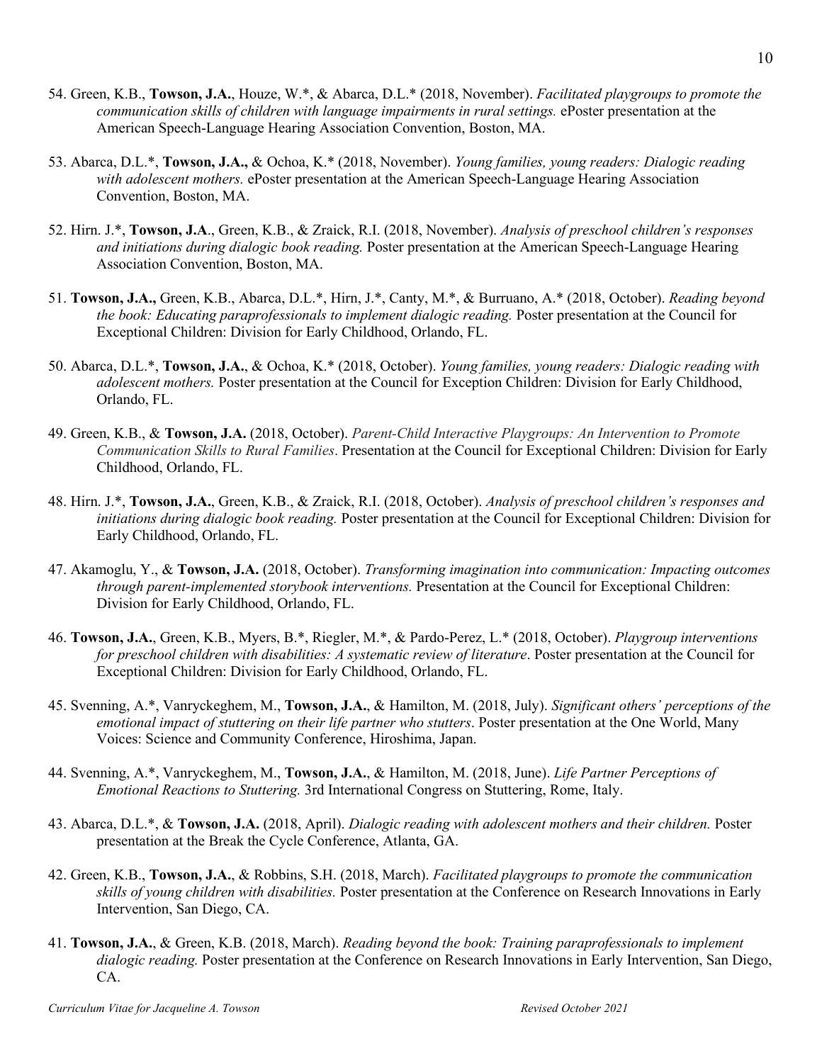54. Green, K.B., **Towson, J.A.**, Houze, W.*, & Abarca, D.L.* (2018, November). *Facilitated playgroups to promote the communication skills of children with language impairments in rural settings.* ePoster presentation at the American Speech-Language Hearing Association Convention, Boston, MA.

53. Abarca, D.L.*, **Towson, J.A.,** & Ochoa, K.* (2018, November). *Young families, young readers: Dialogic reading with adolescent mothers.* ePoster presentation at the American Speech-Language Hearing Association Convention, Boston, MA.

52. Hirn. J.*, **Towson, J.A**., Green, K.B., & Zraick, R.I. (2018, November). *Analysis of preschool children's responses and initiations during dialogic book reading.* Poster presentation at the American Speech-Language Hearing Association Convention, Boston, MA.

51. **Towson, J.A.,** Green, K.B., Abarca, D.L.*, Hirn, J.*, Canty, M.*, & Burruano, A.* (2018, October). *Reading beyond the book: Educating paraprofessionals to implement dialogic reading.* Poster presentation at the Council for Exceptional Children: Division for Early Childhood, Orlando, FL.

50. Abarca, D.L.*, **Towson, J.A.**, & Ochoa, K.* (2018, October). *Young families, young readers: Dialogic reading with adolescent mothers.* Poster presentation at the Council for Exception Children: Division for Early Childhood, Orlando, FL.

49. Green, K.B., & **Towson, J.A.** (2018, October). *Parent-Child Interactive Playgroups: An Intervention to Promote Communication Skills to Rural Families*. Presentation at the Council for Exceptional Children: Division for Early Childhood, Orlando, FL.

48. Hirn. J.*, **Towson, J.A.**, Green, K.B., & Zraick, R.I. (2018, October). *Analysis of preschool children's responses and initiations during dialogic book reading.* Poster presentation at the Council for Exceptional Children: Division for Early Childhood, Orlando, FL.

47. Akamoglu, Y., & **Towson, J.A.** (2018, October). *Transforming imagination into communication: Impacting outcomes through parent-implemented storybook interventions.* Presentation at the Council for Exceptional Children: Division for Early Childhood, Orlando, FL.

46. **Towson, J.A.**, Green, K.B., Myers, B.*, Riegler, M.*, & Pardo-Perez, L.* (2018, October). *Playgroup interventions for preschool children with disabilities: A systematic review of literature*. Poster presentation at the Council for Exceptional Children: Division for Early Childhood, Orlando, FL.

45. Svenning, A.*, Vanryckeghem, M., **Towson, J.A.**, & Hamilton, M. (2018, July). *Significant others' perceptions of the emotional impact of stuttering on their life partner who stutters*. Poster presentation at the One World, Many Voices: Science and Community Conference, Hiroshima, Japan.

44. Svenning, A.*, Vanryckeghem, M., **Towson, J.A.**, & Hamilton, M. (2018, June). *Life Partner Perceptions of Emotional Reactions to Stuttering.* 3rd International Congress on Stuttering, Rome, Italy.

43. Abarca, D.L.*, & **Towson, J.A.** (2018, April). *Dialogic reading with adolescent mothers and their children.* Poster presentation at the Break the Cycle Conference, Atlanta, GA.

42. Green, K.B., **Towson, J.A.**, & Robbins, S.H. (2018, March). *Facilitated playgroups to promote the communication skills of young children with disabilities.* Poster presentation at the Conference on Research Innovations in Early Intervention, San Diego, CA.

41. **Towson, J.A.**, & Green, K.B. (2018, March). *Reading beyond the book: Training paraprofessionals to implement dialogic reading.* Poster presentation at the Conference on Research Innovations in Early Intervention, San Diego, CA.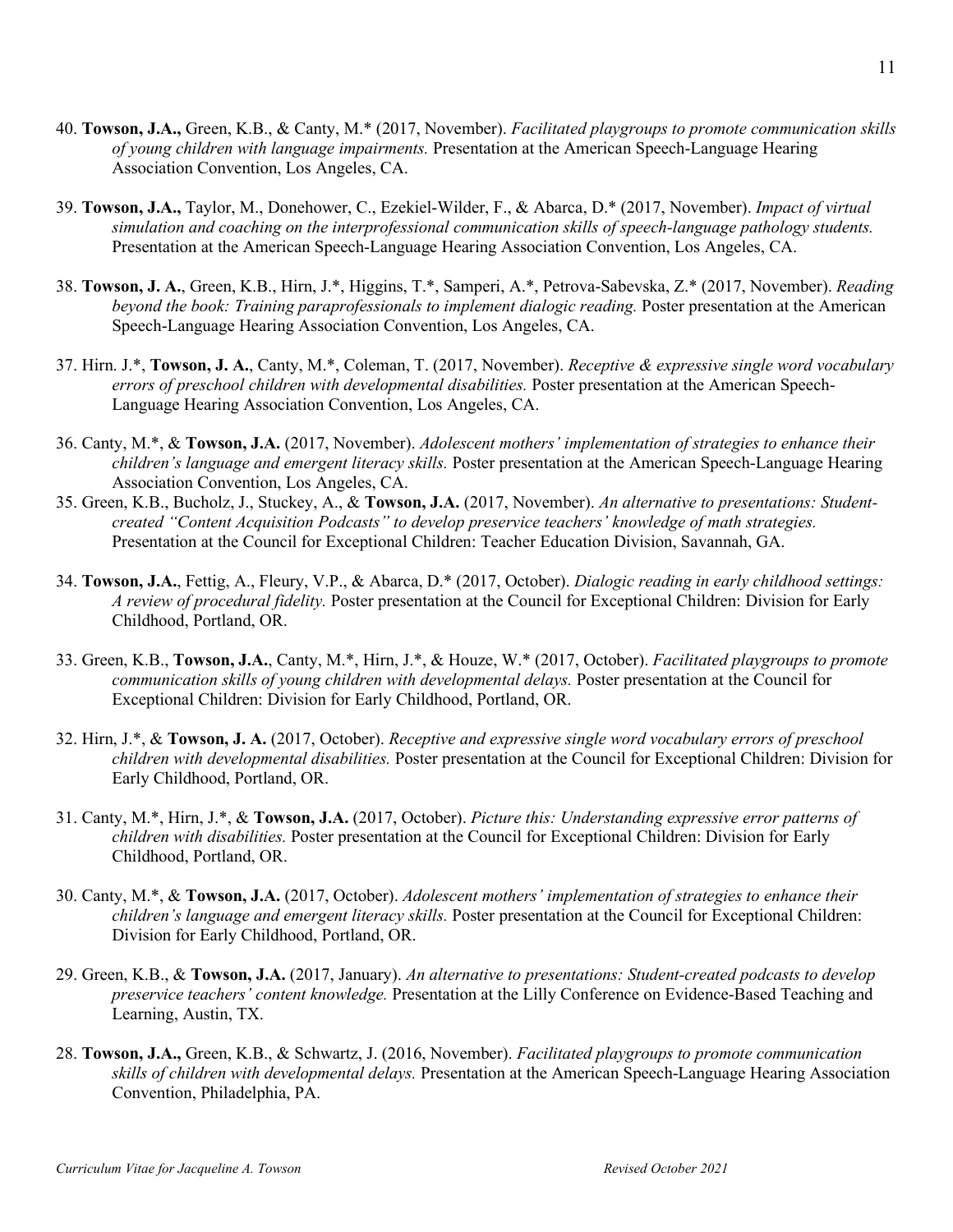40. **Towson, J.A.,** Green, K.B., & Canty, M.* (2017, November). *Facilitated playgroups to promote communication skills of young children with language impairments.* Presentation at the American Speech-Language Hearing Association Convention, Los Angeles, CA.

39. **Towson, J.A.,** Taylor, M., Donehower, C., Ezekiel-Wilder, F., & Abarca, D.* (2017, November). *Impact of virtual simulation and coaching on the interprofessional communication skills of speech-language pathology students.* Presentation at the American Speech-Language Hearing Association Convention, Los Angeles, CA.

38. **Towson, J. A.**, Green, K.B., Hirn, J.*, Higgins, T.*, Samperi, A.*, Petrova-Sabevska, Z.* (2017, November). *Reading beyond the book: Training paraprofessionals to implement dialogic reading.* Poster presentation at the American Speech-Language Hearing Association Convention, Los Angeles, CA.

37. Hirn. J.*, **Towson, J. A.**, Canty, M.*, Coleman, T. (2017, November). *Receptive & expressive single word vocabulary errors of preschool children with developmental disabilities.* Poster presentation at the American Speech-Language Hearing Association Convention, Los Angeles, CA.

36. Canty, M.*, & **Towson, J.A.** (2017, November). *Adolescent mothers' implementation of strategies to enhance their children's language and emergent literacy skills.* Poster presentation at the American Speech-Language Hearing Association Convention, Los Angeles, CA.

35. Green, K.B., Bucholz, J., Stuckey, A., & **Towson, J.A.** (2017, November). *An alternative to presentations: Student-created "Content Acquisition Podcasts" to develop preservice teachers' knowledge of math strategies.* Presentation at the Council for Exceptional Children: Teacher Education Division, Savannah, GA.

34. **Towson, J.A.**, Fettig, A., Fleury, V.P., & Abarca, D.* (2017, October). *Dialogic reading in early childhood settings: A review of procedural fidelity.* Poster presentation at the Council for Exceptional Children: Division for Early Childhood, Portland, OR.

33. Green, K.B., **Towson, J.A.**, Canty, M.*, Hirn, J.*, & Houze, W.* (2017, October). *Facilitated playgroups to promote communication skills of young children with developmental delays.* Poster presentation at the Council for Exceptional Children: Division for Early Childhood, Portland, OR.

32. Hirn, J.*, & **Towson, J. A.** (2017, October). *Receptive and expressive single word vocabulary errors of preschool children with developmental disabilities.* Poster presentation at the Council for Exceptional Children: Division for Early Childhood, Portland, OR.

31. Canty, M.*, Hirn, J.*, & **Towson, J.A.** (2017, October). *Picture this: Understanding expressive error patterns of children with disabilities.* Poster presentation at the Council for Exceptional Children: Division for Early Childhood, Portland, OR.

30. Canty, M.*, & **Towson, J.A.** (2017, October). *Adolescent mothers' implementation of strategies to enhance their children's language and emergent literacy skills.* Poster presentation at the Council for Exceptional Children: Division for Early Childhood, Portland, OR.

29. Green, K.B., & **Towson, J.A.** (2017, January). *An alternative to presentations: Student-created podcasts to develop preservice teachers' content knowledge.* Presentation at the Lilly Conference on Evidence-Based Teaching and Learning, Austin, TX.

28. **Towson, J.A.,** Green, K.B., & Schwartz, J. (2016, November). *Facilitated playgroups to promote communication skills of children with developmental delays.* Presentation at the American Speech-Language Hearing Association Convention, Philadelphia, PA.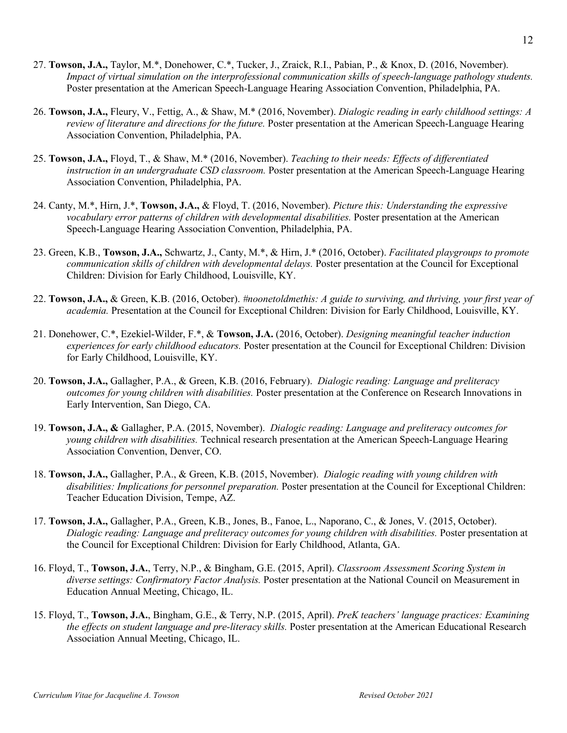27. **Towson, J.A.,** Taylor, M.*, Donehower, C.*, Tucker, J., Zraick, R.I., Pabian, P., & Knox, D. (2016, November). *Impact of virtual simulation on the interprofessional communication skills of speech-language pathology students.* Poster presentation at the American Speech-Language Hearing Association Convention, Philadelphia, PA.

26. **Towson, J.A.,** Fleury, V., Fettig, A., & Shaw, M.* (2016, November). *Dialogic reading in early childhood settings: A review of literature and directions for the future.* Poster presentation at the American Speech-Language Hearing Association Convention, Philadelphia, PA.

25. **Towson, J.A.,** Floyd, T., & Shaw, M.* (2016, November). *Teaching to their needs: Effects of differentiated instruction in an undergraduate CSD classroom.* Poster presentation at the American Speech-Language Hearing Association Convention, Philadelphia, PA.

24. Canty, M.*, Hirn, J.*, **Towson, J.A.,** & Floyd, T. (2016, November). *Picture this: Understanding the expressive vocabulary error patterns of children with developmental disabilities.* Poster presentation at the American Speech-Language Hearing Association Convention, Philadelphia, PA.

23. Green, K.B., **Towson, J.A.,** Schwartz, J., Canty, M.*, & Hirn, J.* (2016, October). *Facilitated playgroups to promote communication skills of children with developmental delays.* Poster presentation at the Council for Exceptional Children: Division for Early Childhood, Louisville, KY.

22. **Towson, J.A.,** & Green, K.B. (2016, October). *#noonetoldmethis: A guide to surviving, and thriving, your first year of academia.* Presentation at the Council for Exceptional Children: Division for Early Childhood, Louisville, KY.

21. Donehower, C.*, Ezekiel-Wilder, F.*, & **Towson, J.A.** (2016, October). *Designing meaningful teacher induction experiences for early childhood educators.* Poster presentation at the Council for Exceptional Children: Division for Early Childhood, Louisville, KY.

20. **Towson, J.A.,** Gallagher, P.A., & Green, K.B. (2016, February). *Dialogic reading: Language and preliteracy outcomes for young children with disabilities.* Poster presentation at the Conference on Research Innovations in Early Intervention, San Diego, CA.

19. **Towson, J.A., &** Gallagher, P.A. (2015, November). *Dialogic reading: Language and preliteracy outcomes for young children with disabilities.* Technical research presentation at the American Speech-Language Hearing Association Convention, Denver, CO.

18. **Towson, J.A.,** Gallagher, P.A., & Green, K.B. (2015, November). *Dialogic reading with young children with disabilities: Implications for personnel preparation.* Poster presentation at the Council for Exceptional Children: Teacher Education Division, Tempe, AZ.

17. **Towson, J.A.,** Gallagher, P.A., Green, K.B., Jones, B., Fanoe, L., Naporano, C., & Jones, V. (2015, October). *Dialogic reading: Language and preliteracy outcomes for young children with disabilities.* Poster presentation at the Council for Exceptional Children: Division for Early Childhood, Atlanta, GA.

16. Floyd, T., **Towson, J.A.**, Terry, N.P., & Bingham, G.E. (2015, April). *Classroom Assessment Scoring System in diverse settings: Confirmatory Factor Analysis.* Poster presentation at the National Council on Measurement in Education Annual Meeting, Chicago, IL.

15. Floyd, T., **Towson, J.A.**, Bingham, G.E., & Terry, N.P. (2015, April). *PreK teachers' language practices: Examining the effects on student language and pre-literacy skills.* Poster presentation at the American Educational Research Association Annual Meeting, Chicago, IL.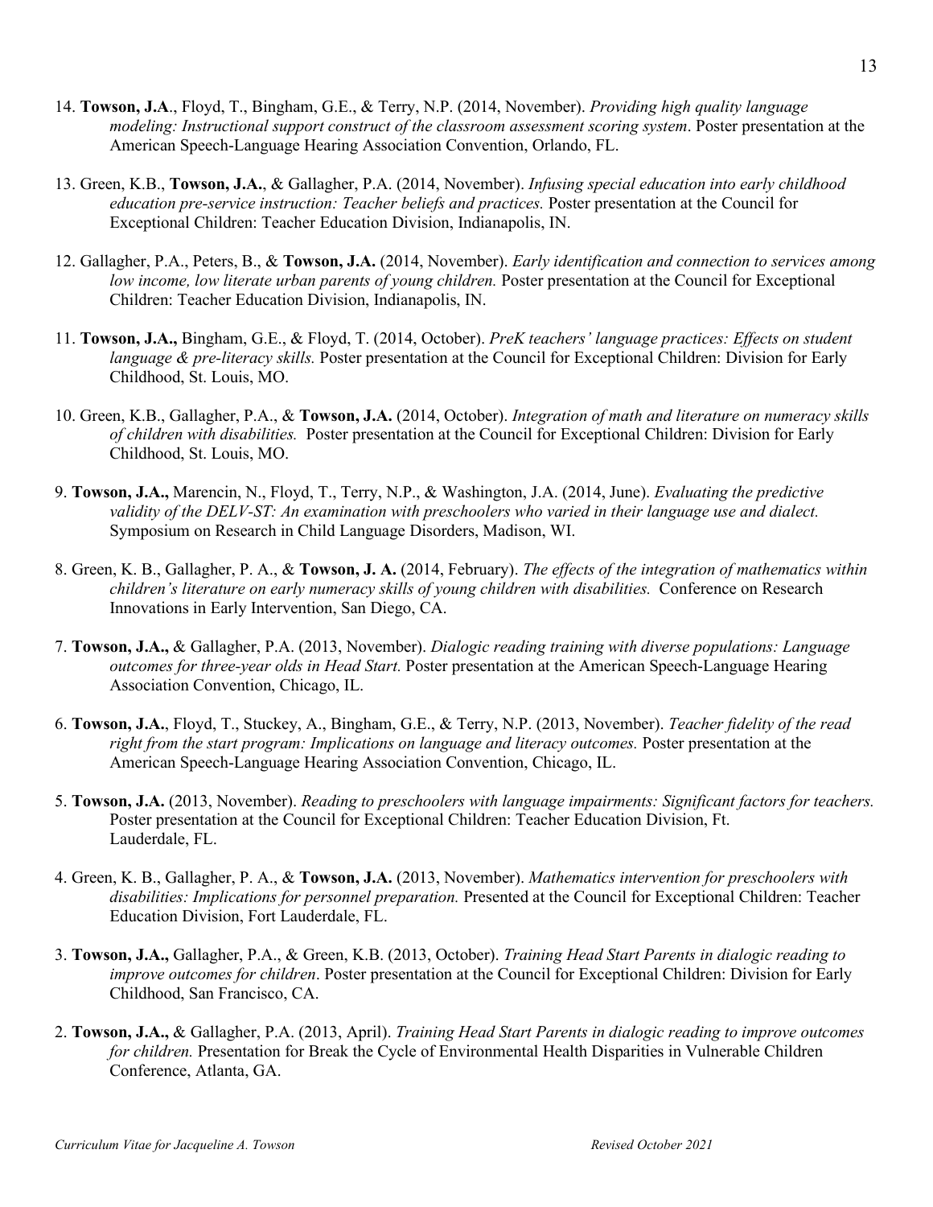14. **Towson, J.A**., Floyd, T., Bingham, G.E., & Terry, N.P. (2014, November). *Providing high quality language modeling: Instructional support construct of the classroom assessment scoring system*. Poster presentation at the American Speech-Language Hearing Association Convention, Orlando, FL.

13. Green, K.B., **Towson, J.A.**, & Gallagher, P.A. (2014, November). *Infusing special education into early childhood education pre-service instruction: Teacher beliefs and practices.* Poster presentation at the Council for Exceptional Children: Teacher Education Division, Indianapolis, IN.

12. Gallagher, P.A., Peters, B., & **Towson, J.A.** (2014, November). *Early identification and connection to services among low income, low literate urban parents of young children.* Poster presentation at the Council for Exceptional Children: Teacher Education Division, Indianapolis, IN.

11. **Towson, J.A.,** Bingham, G.E., & Floyd, T. (2014, October). *PreK teachers' language practices: Effects on student language & pre-literacy skills.* Poster presentation at the Council for Exceptional Children: Division for Early Childhood, St. Louis, MO.

10. Green, K.B., Gallagher, P.A., & **Towson, J.A.** (2014, October). *Integration of math and literature on numeracy skills of children with disabilities.* Poster presentation at the Council for Exceptional Children: Division for Early Childhood, St. Louis, MO.

9. **Towson, J.A.,** Marencin, N., Floyd, T., Terry, N.P., & Washington, J.A. (2014, June). *Evaluating the predictive validity of the DELV-ST: An examination with preschoolers who varied in their language use and dialect.* Symposium on Research in Child Language Disorders, Madison, WI.

8. Green, K. B., Gallagher, P. A., & **Towson, J. A.** (2014, February). *The effects of the integration of mathematics within children's literature on early numeracy skills of young children with disabilities.* Conference on Research Innovations in Early Intervention, San Diego, CA.

7. **Towson, J.A.,** & Gallagher, P.A. (2013, November). *Dialogic reading training with diverse populations: Language outcomes for three-year olds in Head Start.* Poster presentation at the American Speech-Language Hearing Association Convention, Chicago, IL.

6. **Towson, J.A.**, Floyd, T., Stuckey, A., Bingham, G.E., & Terry, N.P. (2013, November). *Teacher fidelity of the read right from the start program: Implications on language and literacy outcomes.* Poster presentation at the American Speech-Language Hearing Association Convention, Chicago, IL.

5. **Towson, J.A.** (2013, November). *Reading to preschoolers with language impairments: Significant factors for teachers.* Poster presentation at the Council for Exceptional Children: Teacher Education Division, Ft. Lauderdale, FL.

4. Green, K. B., Gallagher, P. A., & **Towson, J.A.** (2013, November). *Mathematics intervention for preschoolers with disabilities: Implications for personnel preparation.* Presented at the Council for Exceptional Children: Teacher Education Division, Fort Lauderdale, FL.

3. **Towson, J.A.,** Gallagher, P.A., & Green, K.B. (2013, October). *Training Head Start Parents in dialogic reading to improve outcomes for children*. Poster presentation at the Council for Exceptional Children: Division for Early Childhood, San Francisco, CA.

2. **Towson, J.A.,** & Gallagher, P.A. (2013, April). *Training Head Start Parents in dialogic reading to improve outcomes for children.* Presentation for Break the Cycle of Environmental Health Disparities in Vulnerable Children Conference, Atlanta, GA.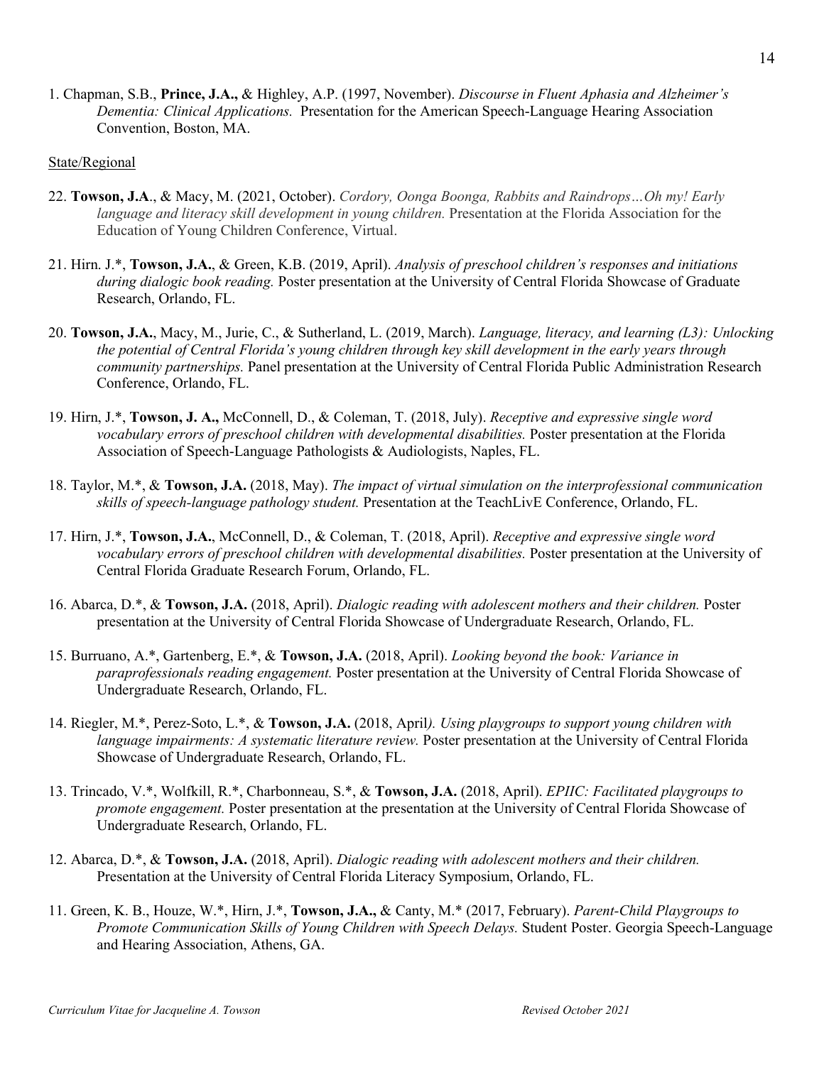1. Chapman, S.B., **Prince, J.A.,** & Highley, A.P. (1997, November). *Discourse in Fluent Aphasia and Alzheimer's Dementia: Clinical Applications.* Presentation for the American Speech-Language Hearing Association Convention, Boston, MA.

State/Regional

22. **Towson, J.A**., & Macy, M. (2021, October). *Cordory, Oonga Boonga, Rabbits and Raindrops…Oh my! Early language and literacy skill development in young children.* Presentation at the Florida Association for the Education of Young Children Conference, Virtual.

21. Hirn. J.*, **Towson, J.A.**, & Green, K.B. (2019, April). *Analysis of preschool children's responses and initiations during dialogic book reading.* Poster presentation at the University of Central Florida Showcase of Graduate Research, Orlando, FL.

20. **Towson, J.A.**, Macy, M., Jurie, C., & Sutherland, L. (2019, March). *Language, literacy, and learning (L3): Unlocking the potential of Central Florida's young children through key skill development in the early years through community partnerships.* Panel presentation at the University of Central Florida Public Administration Research Conference, Orlando, FL.

19. Hirn, J.*, **Towson, J. A.,** McConnell, D., & Coleman, T. (2018, July). *Receptive and expressive single word vocabulary errors of preschool children with developmental disabilities.* Poster presentation at the Florida Association of Speech-Language Pathologists & Audiologists, Naples, FL.

18. Taylor, M.*, & **Towson, J.A.** (2018, May). *The impact of virtual simulation on the interprofessional communication skills of speech-language pathology student.* Presentation at the TeachLivE Conference, Orlando, FL.

17. Hirn, J.*, **Towson, J.A.**, McConnell, D., & Coleman, T. (2018, April). *Receptive and expressive single word vocabulary errors of preschool children with developmental disabilities.* Poster presentation at the University of Central Florida Graduate Research Forum, Orlando, FL.

16. Abarca, D.*, & **Towson, J.A.** (2018, April). *Dialogic reading with adolescent mothers and their children.* Poster presentation at the University of Central Florida Showcase of Undergraduate Research, Orlando, FL.

15. Burruano, A.*, Gartenberg, E.*, & **Towson, J.A.** (2018, April). *Looking beyond the book: Variance in paraprofessionals reading engagement.* Poster presentation at the University of Central Florida Showcase of Undergraduate Research, Orlando, FL.

14. Riegler, M.*, Perez-Soto, L.*, & **Towson, J.A.** (2018, April*). Using playgroups to support young children with language impairments: A systematic literature review.* Poster presentation at the University of Central Florida Showcase of Undergraduate Research, Orlando, FL.

13. Trincado, V.*, Wolfkill, R.*, Charbonneau, S.*, & **Towson, J.A.** (2018, April). *EPIIC: Facilitated playgroups to promote engagement.* Poster presentation at the presentation at the University of Central Florida Showcase of Undergraduate Research, Orlando, FL.

12. Abarca, D.*, & **Towson, J.A.** (2018, April). *Dialogic reading with adolescent mothers and their children.* Presentation at the University of Central Florida Literacy Symposium, Orlando, FL.

11. Green, K. B., Houze, W.*, Hirn, J.*, **Towson, J.A.,** & Canty, M.* (2017, February). *Parent-Child Playgroups to Promote Communication Skills of Young Children with Speech Delays.* Student Poster. Georgia Speech-Language and Hearing Association, Athens, GA.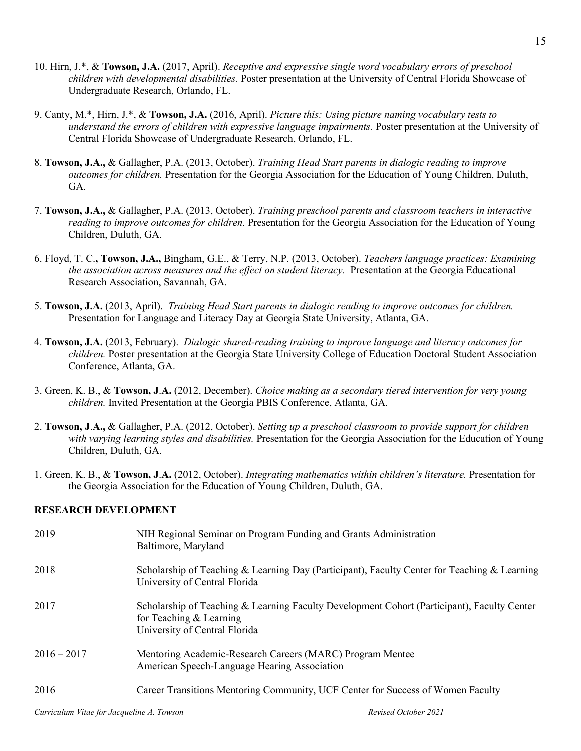10. Hirn, J.*, & **Towson, J.A.** (2017, April). *Receptive and expressive single word vocabulary errors of preschool children with developmental disabilities.* Poster presentation at the University of Central Florida Showcase of Undergraduate Research, Orlando, FL.

9. Canty, M.*, Hirn, J.*, & **Towson, J.A.** (2016, April). *Picture this: Using picture naming vocabulary tests to understand the errors of children with expressive language impairments.* Poster presentation at the University of Central Florida Showcase of Undergraduate Research, Orlando, FL.

8. **Towson, J.A.,** & Gallagher, P.A. (2013, October). *Training Head Start parents in dialogic reading to improve outcomes for children.* Presentation for the Georgia Association for the Education of Young Children, Duluth, GA.

7. **Towson, J.A.,** & Gallagher, P.A. (2013, October). *Training preschool parents and classroom teachers in interactive reading to improve outcomes for children.* Presentation for the Georgia Association for the Education of Young Children, Duluth, GA.

6. Floyd, T. C.**, Towson, J.A.,** Bingham, G.E., & Terry, N.P. (2013, October). *Teachers language practices: Examining the association across measures and the effect on student literacy.* Presentation at the Georgia Educational Research Association, Savannah, GA.

5. **Towson, J.A.** (2013, April). *Training Head Start parents in dialogic reading to improve outcomes for children.* Presentation for Language and Literacy Day at Georgia State University, Atlanta, GA.

4. **Towson, J.A.** (2013, February). *Dialogic shared-reading training to improve language and literacy outcomes for children.* Poster presentation at the Georgia State University College of Education Doctoral Student Association Conference, Atlanta, GA.

3. Green, K. B., & **Towson, J.A.** (2012, December). *Choice making as a secondary tiered intervention for very young children.* Invited Presentation at the Georgia PBIS Conference, Atlanta, GA.

2. **Towson, J.A.,** & Gallagher, P.A. (2012, October). *Setting up a preschool classroom to provide support for children with varying learning styles and disabilities.* Presentation for the Georgia Association for the Education of Young Children, Duluth, GA.

1. Green, K. B., & **Towson, J.A.** (2012, October). *Integrating mathematics within children's literature.* Presentation for the Georgia Association for the Education of Young Children, Duluth, GA.

## RESEARCH DEVELOPMENT

| | |
|---|---|
| 2019 | NIH Regional Seminar on Program Funding and Grants Administration<br>Baltimore, Maryland |
| 2018 | Scholarship of Teaching & Learning Day (Participant), Faculty Center for Teaching & Learning<br>University of Central Florida |
| 2017 | Scholarship of Teaching & Learning Faculty Development Cohort (Participant), Faculty Center for Teaching & Learning<br>University of Central Florida |
| 2016 – 2017 | Mentoring Academic-Research Careers (MARC) Program Mentee<br>American Speech-Language Hearing Association |
| 2016 | Career Transitions Mentoring Community, UCF Center for Success of Women Faculty |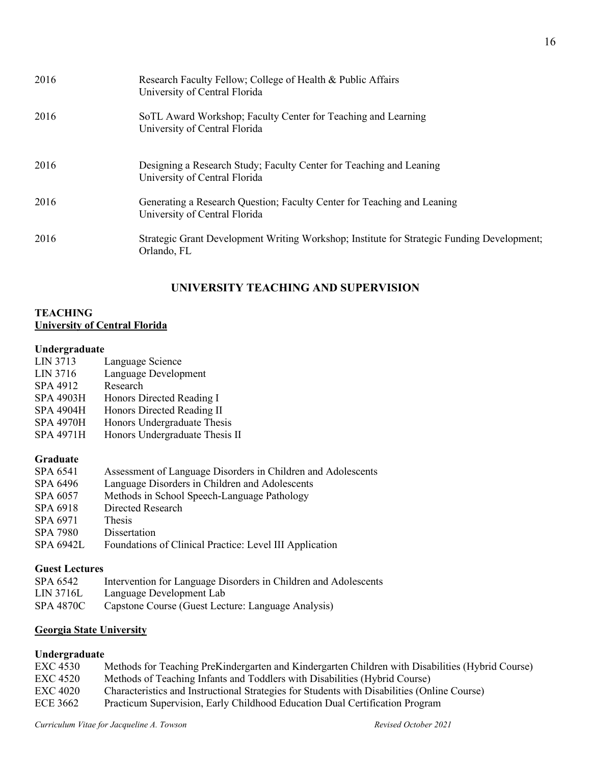2016 Research Faculty Fellow; College of Health & Public Affairs
University of Central Florida

2016 SoTL Award Workshop; Faculty Center for Teaching and Learning
University of Central Florida

2016 Designing a Research Study; Faculty Center for Teaching and Leaning
University of Central Florida

2016 Generating a Research Question; Faculty Center for Teaching and Leaning
University of Central Florida

2016 Strategic Grant Development Writing Workshop; Institute for Strategic Funding Development; Orlando, FL

## UNIVERSITY TEACHING AND SUPERVISION

**TEACHING**

**University of Central Florida**

**Undergraduate**

LIN 3713 Language Science
LIN 3716 Language Development
SPA 4912 Research
SPA 4903H Honors Directed Reading I
SPA 4904H Honors Directed Reading II
SPA 4970H Honors Undergraduate Thesis
SPA 4971H Honors Undergraduate Thesis II

**Graduate**

SPA 6541 Assessment of Language Disorders in Children and Adolescents
SPA 6496 Language Disorders in Children and Adolescents
SPA 6057 Methods in School Speech-Language Pathology
SPA 6918 Directed Research
SPA 6971 Thesis
SPA 7980 Dissertation
SPA 6942L Foundations of Clinical Practice: Level III Application

**Guest Lectures**

SPA 6542 Intervention for Language Disorders in Children and Adolescents
LIN 3716L Language Development Lab
SPA 4870C Capstone Course (Guest Lecture: Language Analysis)

**Georgia State University**

**Undergraduate**

EXC 4530 Methods for Teaching PreKindergarten and Kindergarten Children with Disabilities (Hybrid Course)
EXC 4520 Methods of Teaching Infants and Toddlers with Disabilities (Hybrid Course)
EXC 4020 Characteristics and Instructional Strategies for Students with Disabilities (Online Course)
ECE 3662 Practicum Supervision, Early Childhood Education Dual Certification Program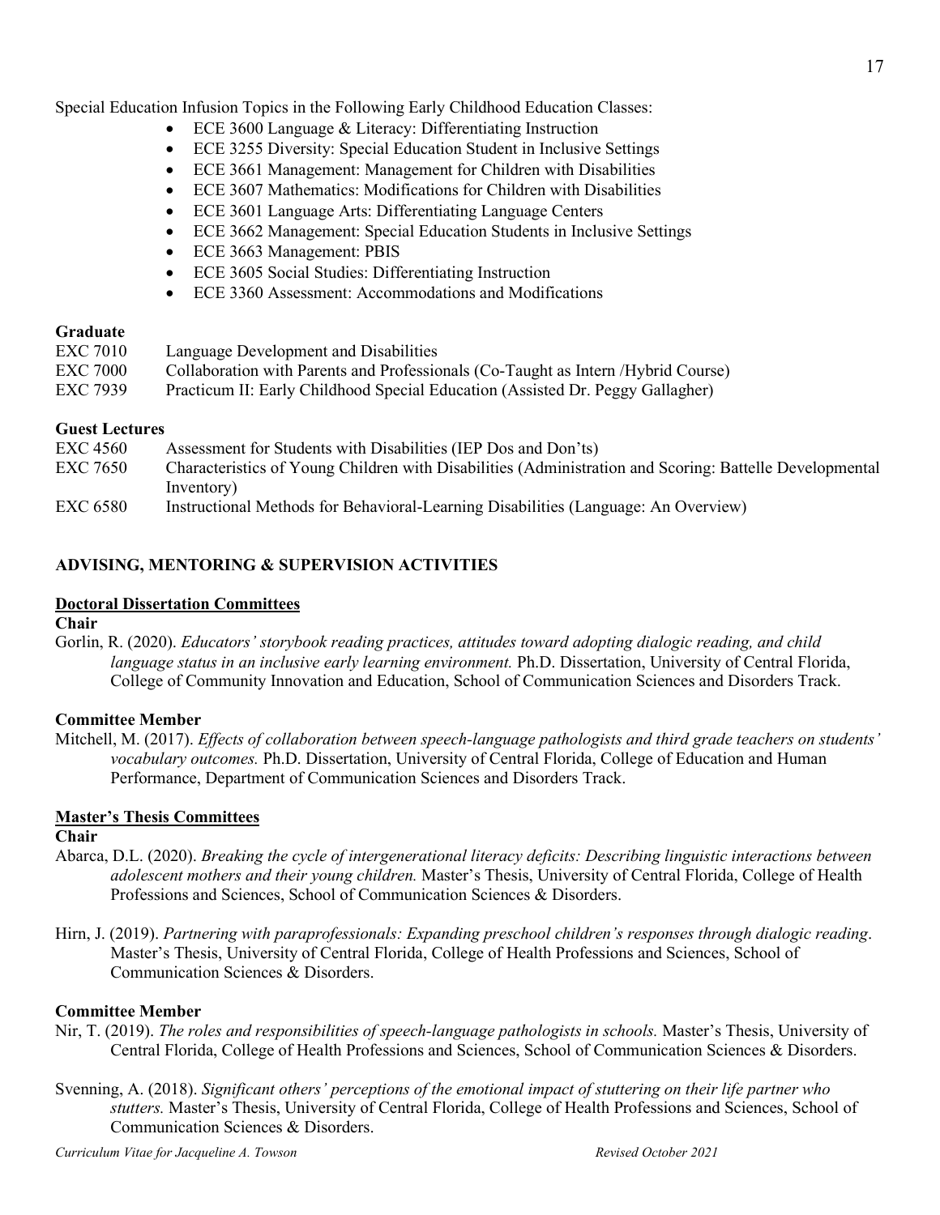Special Education Infusion Topics in the Following Early Childhood Education Classes:

- ECE 3600 Language & Literacy: Differentiating Instruction
- ECE 3255 Diversity: Special Education Student in Inclusive Settings
- ECE 3661 Management: Management for Children with Disabilities
- ECE 3607 Mathematics: Modifications for Children with Disabilities
- ECE 3601 Language Arts: Differentiating Language Centers
- ECE 3662 Management: Special Education Students in Inclusive Settings
- ECE 3663 Management: PBIS
- ECE 3605 Social Studies: Differentiating Instruction
- ECE 3360 Assessment: Accommodations and Modifications

**Graduate**

EXC 7010 Language Development and Disabilities
EXC 7000 Collaboration with Parents and Professionals (Co-Taught as Intern /Hybrid Course)
EXC 7939 Practicum II: Early Childhood Special Education (Assisted Dr. Peggy Gallagher)

**Guest Lectures**

EXC 4560 Assessment for Students with Disabilities (IEP Dos and Don'ts)
EXC 7650 Characteristics of Young Children with Disabilities (Administration and Scoring: Battelle Developmental Inventory)
EXC 6580 Instructional Methods for Behavioral-Learning Disabilities (Language: An Overview)

## ADVISING, MENTORING & SUPERVISION ACTIVITIES

### Doctoral Dissertation Committees

**Chair**

Gorlin, R. (2020). *Educators' storybook reading practices, attitudes toward adopting dialogic reading, and child language status in an inclusive early learning environment.* Ph.D. Dissertation, University of Central Florida, College of Community Innovation and Education, School of Communication Sciences and Disorders Track.

**Committee Member**

Mitchell, M. (2017). *Effects of collaboration between speech-language pathologists and third grade teachers on students' vocabulary outcomes.* Ph.D. Dissertation, University of Central Florida, College of Education and Human Performance, Department of Communication Sciences and Disorders Track.

### Master's Thesis Committees

**Chair**

Abarca, D.L. (2020). *Breaking the cycle of intergenerational literacy deficits: Describing linguistic interactions between adolescent mothers and their young children.* Master's Thesis, University of Central Florida, College of Health Professions and Sciences, School of Communication Sciences & Disorders.

Hirn, J. (2019). *Partnering with paraprofessionals: Expanding preschool children's responses through dialogic reading*. Master's Thesis, University of Central Florida, College of Health Professions and Sciences, School of Communication Sciences & Disorders.

**Committee Member**

Nir, T. (2019). *The roles and responsibilities of speech-language pathologists in schools.* Master's Thesis, University of Central Florida, College of Health Professions and Sciences, School of Communication Sciences & Disorders.

Svenning, A. (2018). *Significant others' perceptions of the emotional impact of stuttering on their life partner who stutters.* Master's Thesis, University of Central Florida, College of Health Professions and Sciences, School of Communication Sciences & Disorders.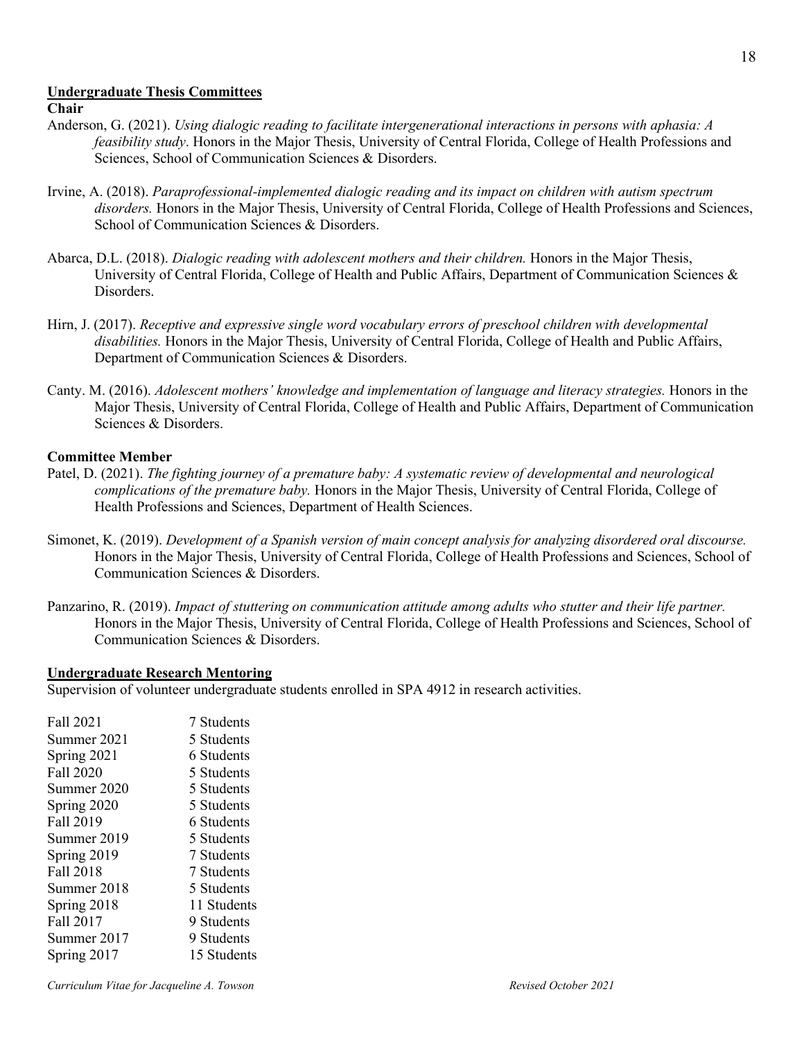## Undergraduate Thesis Committees

**Chair**

Anderson, G. (2021). *Using dialogic reading to facilitate intergenerational interactions in persons with aphasia: A feasibility study*. Honors in the Major Thesis, University of Central Florida, College of Health Professions and Sciences, School of Communication Sciences & Disorders.

Irvine, A. (2018). *Paraprofessional-implemented dialogic reading and its impact on children with autism spectrum disorders.* Honors in the Major Thesis, University of Central Florida, College of Health Professions and Sciences, School of Communication Sciences & Disorders.

Abarca, D.L. (2018). *Dialogic reading with adolescent mothers and their children.* Honors in the Major Thesis, University of Central Florida, College of Health and Public Affairs, Department of Communication Sciences & Disorders.

Hirn, J. (2017). *Receptive and expressive single word vocabulary errors of preschool children with developmental disabilities.* Honors in the Major Thesis, University of Central Florida, College of Health and Public Affairs, Department of Communication Sciences & Disorders.

Canty. M. (2016). *Adolescent mothers' knowledge and implementation of language and literacy strategies.* Honors in the Major Thesis, University of Central Florida, College of Health and Public Affairs, Department of Communication Sciences & Disorders.

**Committee Member**

Patel, D. (2021). *The fighting journey of a premature baby: A systematic review of developmental and neurological complications of the premature baby.* Honors in the Major Thesis, University of Central Florida, College of Health Professions and Sciences, Department of Health Sciences.

Simonet, K. (2019). *Development of a Spanish version of main concept analysis for analyzing disordered oral discourse.* Honors in the Major Thesis, University of Central Florida, College of Health Professions and Sciences, School of Communication Sciences & Disorders.

Panzarino, R. (2019). *Impact of stuttering on communication attitude among adults who stutter and their life partner.* Honors in the Major Thesis, University of Central Florida, College of Health Professions and Sciences, School of Communication Sciences & Disorders.

## Undergraduate Research Mentoring

Supervision of volunteer undergraduate students enrolled in SPA 4912 in research activities.

| | |
|---|---|
| Fall 2021 | 7 Students |
| Summer 2021 | 5 Students |
| Spring 2021 | 6 Students |
| Fall 2020 | 5 Students |
| Summer 2020 | 5 Students |
| Spring 2020 | 5 Students |
| Fall 2019 | 6 Students |
| Summer 2019 | 5 Students |
| Spring 2019 | 7 Students |
| Fall 2018 | 7 Students |
| Summer 2018 | 5 Students |
| Spring 2018 | 11 Students |
| Fall 2017 | 9 Students |
| Summer 2017 | 9 Students |
| Spring 2017 | 15 Students |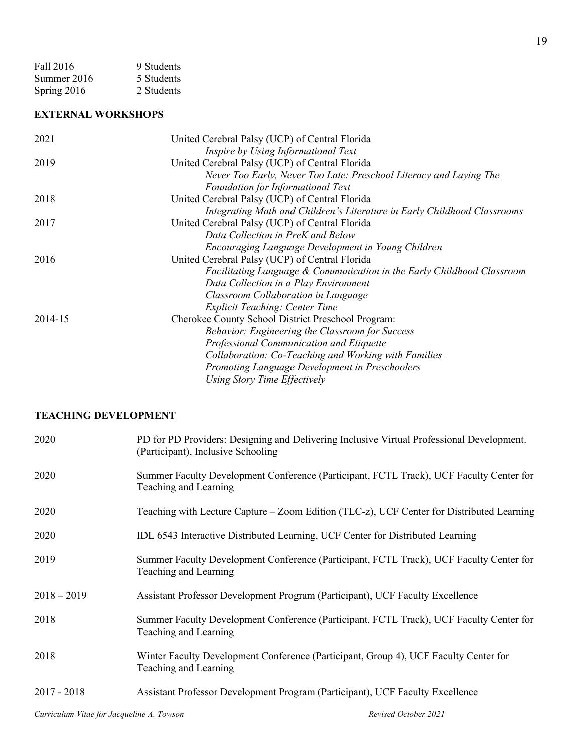Fall 2016 9 Students
Summer 2016 5 Students
Spring 2016 2 Students

**EXTERNAL WORKSHOPS**

2021 United Cerebral Palsy (UCP) of Central Florida
*Inspire by Using Informational Text*

2019 United Cerebral Palsy (UCP) of Central Florida
*Never Too Early, Never Too Late: Preschool Literacy and Laying The Foundation for Informational Text*

2018 United Cerebral Palsy (UCP) of Central Florida
*Integrating Math and Children's Literature in Early Childhood Classrooms*

2017 United Cerebral Palsy (UCP) of Central Florida
*Data Collection in PreK and Below*
*Encouraging Language Development in Young Children*

2016 United Cerebral Palsy (UCP) of Central Florida
*Facilitating Language & Communication in the Early Childhood Classroom*
*Data Collection in a Play Environment*
*Classroom Collaboration in Language*
*Explicit Teaching: Center Time*

2014-15 Cherokee County School District Preschool Program:
*Behavior: Engineering the Classroom for Success*
*Professional Communication and Etiquette*
*Collaboration: Co-Teaching and Working with Families*
*Promoting Language Development in Preschoolers*
*Using Story Time Effectively*

**TEACHING DEVELOPMENT**

2020 PD for PD Providers: Designing and Delivering Inclusive Virtual Professional Development. (Participant), Inclusive Schooling

2020 Summer Faculty Development Conference (Participant, FCTL Track), UCF Faculty Center for Teaching and Learning

2020 Teaching with Lecture Capture – Zoom Edition (TLC-z), UCF Center for Distributed Learning

2020 IDL 6543 Interactive Distributed Learning, UCF Center for Distributed Learning

2019 Summer Faculty Development Conference (Participant, FCTL Track), UCF Faculty Center for Teaching and Learning

2018 – 2019 Assistant Professor Development Program (Participant), UCF Faculty Excellence

2018 Summer Faculty Development Conference (Participant, FCTL Track), UCF Faculty Center for Teaching and Learning

2018 Winter Faculty Development Conference (Participant, Group 4), UCF Faculty Center for Teaching and Learning

2017 - 2018 Assistant Professor Development Program (Participant), UCF Faculty Excellence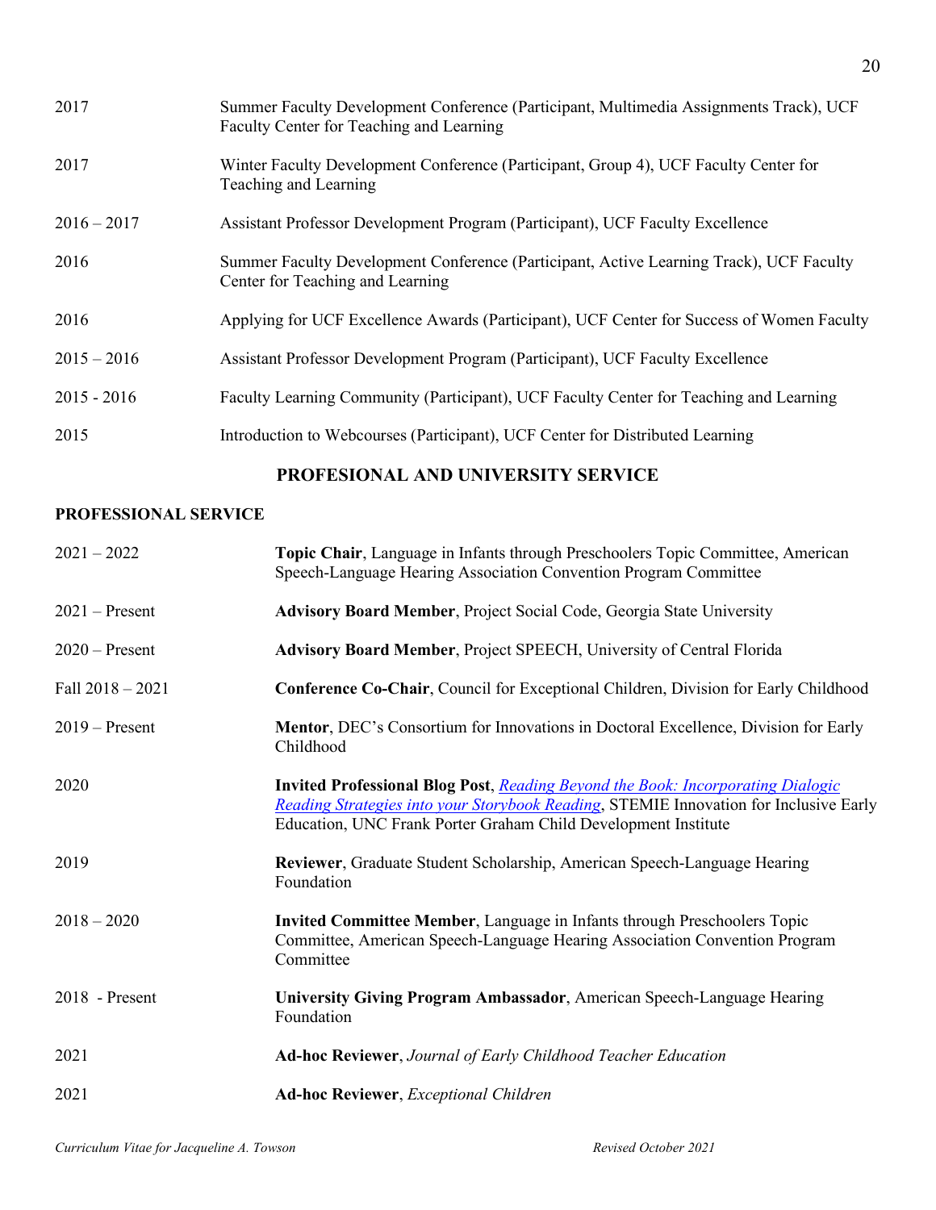2017 Summer Faculty Development Conference (Participant, Multimedia Assignments Track), UCF Faculty Center for Teaching and Learning

2017 Winter Faculty Development Conference (Participant, Group 4), UCF Faculty Center for Teaching and Learning

2016 – 2017 Assistant Professor Development Program (Participant), UCF Faculty Excellence

2016 Summer Faculty Development Conference (Participant, Active Learning Track), UCF Faculty Center for Teaching and Learning

2016 Applying for UCF Excellence Awards (Participant), UCF Center for Success of Women Faculty

2015 – 2016 Assistant Professor Development Program (Participant), UCF Faculty Excellence

2015 - 2016 Faculty Learning Community (Participant), UCF Faculty Center for Teaching and Learning

2015 Introduction to Webcourses (Participant), UCF Center for Distributed Learning

## PROFESIONAL AND UNIVERSITY SERVICE

### PROFESSIONAL SERVICE

2021 – 2022 **Topic Chair**, Language in Infants through Preschoolers Topic Committee, American Speech-Language Hearing Association Convention Program Committee

2021 – Present **Advisory Board Member**, Project Social Code, Georgia State University

2020 – Present **Advisory Board Member**, Project SPEECH, University of Central Florida

Fall 2018 – 2021 **Conference Co-Chair**, Council for Exceptional Children, Division for Early Childhood

2019 – Present **Mentor**, DEC's Consortium for Innovations in Doctoral Excellence, Division for Early Childhood

2020 **Invited Professional Blog Post**, *Reading Beyond the Book: Incorporating Dialogic Reading Strategies into your Storybook Reading*, STEMIE Innovation for Inclusive Early Education, UNC Frank Porter Graham Child Development Institute

2019 **Reviewer**, Graduate Student Scholarship, American Speech-Language Hearing Foundation

2018 – 2020 **Invited Committee Member**, Language in Infants through Preschoolers Topic Committee, American Speech-Language Hearing Association Convention Program Committee

2018 - Present **University Giving Program Ambassador**, American Speech-Language Hearing Foundation

2021 **Ad-hoc Reviewer**, *Journal of Early Childhood Teacher Education*

2021 **Ad-hoc Reviewer**, *Exceptional Children*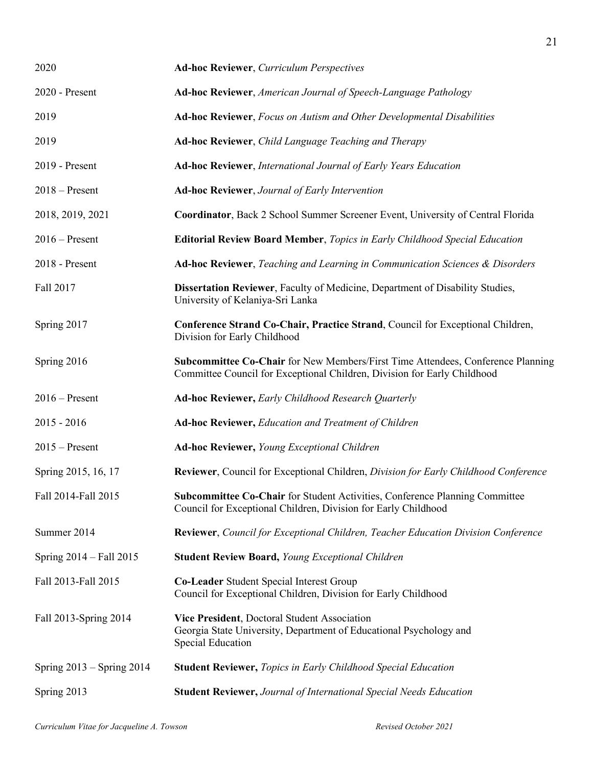| | |
|---|---|
| 2020 | **Ad-hoc Reviewer**, *Curriculum Perspectives* |
| 2020 - Present | **Ad-hoc Reviewer**, *American Journal of Speech-Language Pathology* |
| 2019 | **Ad-hoc Reviewer**, *Focus on Autism and Other Developmental Disabilities* |
| 2019 | **Ad-hoc Reviewer**, *Child Language Teaching and Therapy* |
| 2019 - Present | **Ad-hoc Reviewer**, *International Journal of Early Years Education* |
| 2018 – Present | **Ad-hoc Reviewer**, *Journal of Early Intervention* |
| 2018, 2019, 2021 | **Coordinator**, Back 2 School Summer Screener Event, University of Central Florida |
| 2016 – Present | **Editorial Review Board Member**, *Topics in Early Childhood Special Education* |
| 2018 - Present | **Ad-hoc Reviewer**, *Teaching and Learning in Communication Sciences & Disorders* |
| Fall 2017 | **Dissertation Reviewer**, Faculty of Medicine, Department of Disability Studies, University of Kelaniya-Sri Lanka |
| Spring 2017 | **Conference Strand Co-Chair, Practice Strand**, Council for Exceptional Children, Division for Early Childhood |
| Spring 2016 | **Subcommittee Co-Chair** for New Members/First Time Attendees, Conference Planning Committee Council for Exceptional Children, Division for Early Childhood |
| 2016 – Present | **Ad-hoc Reviewer,** *Early Childhood Research Quarterly* |
| 2015 - 2016 | **Ad-hoc Reviewer,** *Education and Treatment of Children* |
| 2015 – Present | **Ad-hoc Reviewer,** *Young Exceptional Children* |
| Spring 2015, 16, 17 | **Reviewer**, Council for Exceptional Children, *Division for Early Childhood Conference* |
| Fall 2014-Fall 2015 | **Subcommittee Co-Chair** for Student Activities, Conference Planning Committee Council for Exceptional Children, Division for Early Childhood |
| Summer 2014 | **Reviewer**, *Council for Exceptional Children, Teacher Education Division Conference* |
| Spring 2014 – Fall 2015 | **Student Review Board,** *Young Exceptional Children* |
| Fall 2013-Fall 2015 | **Co-Leader** Student Special Interest Group Council for Exceptional Children, Division for Early Childhood |
| Fall 2013-Spring 2014 | **Vice President**, Doctoral Student Association Georgia State University, Department of Educational Psychology and Special Education |
| Spring 2013 – Spring 2014 | **Student Reviewer,** *Topics in Early Childhood Special Education* |
| Spring 2013 | **Student Reviewer,** *Journal of International Special Needs Education* |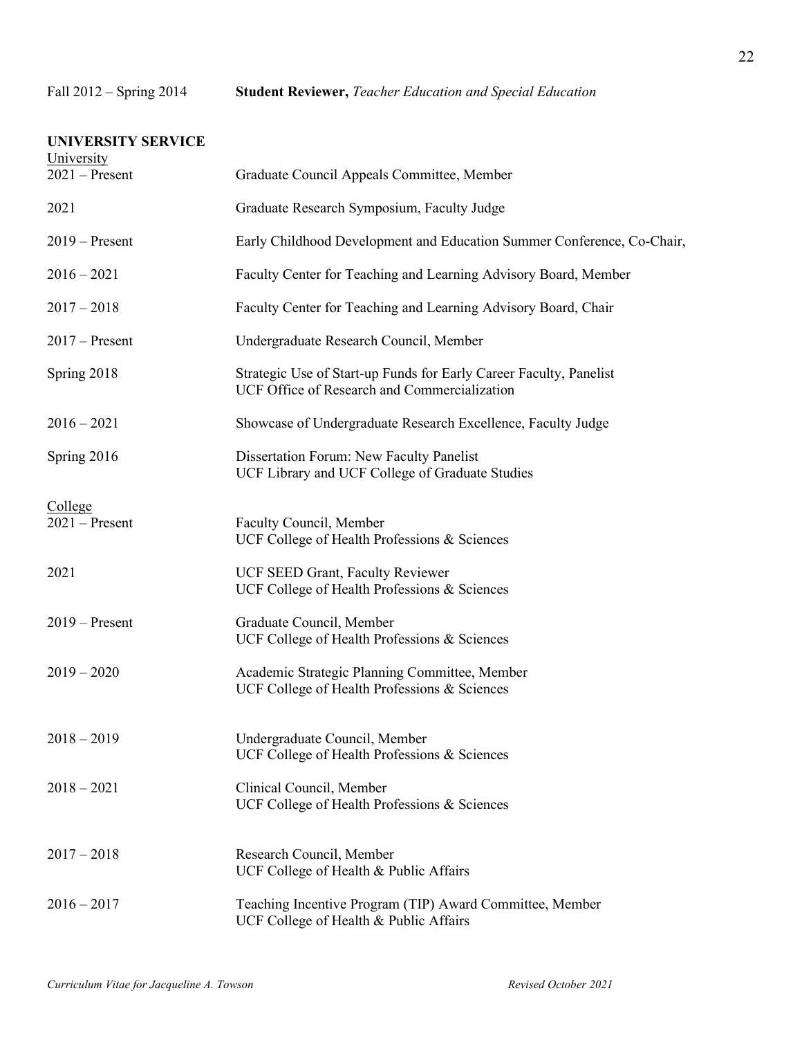Fall 2012 – Spring 2014 **Student Reviewer,** *Teacher Education and Special Education*

## UNIVERSITY SERVICE

University

2021 – Present Graduate Council Appeals Committee, Member

2021 Graduate Research Symposium, Faculty Judge

2019 – Present Early Childhood Development and Education Summer Conference, Co-Chair,

2016 – 2021 Faculty Center for Teaching and Learning Advisory Board, Member

2017 – 2018 Faculty Center for Teaching and Learning Advisory Board, Chair

2017 – Present Undergraduate Research Council, Member

Spring 2018 Strategic Use of Start-up Funds for Early Career Faculty, Panelist
UCF Office of Research and Commercialization

2016 – 2021 Showcase of Undergraduate Research Excellence, Faculty Judge

Spring 2016 Dissertation Forum: New Faculty Panelist
UCF Library and UCF College of Graduate Studies

College

2021 – Present Faculty Council, Member
UCF College of Health Professions & Sciences

2021 UCF SEED Grant, Faculty Reviewer
UCF College of Health Professions & Sciences

2019 – Present Graduate Council, Member
UCF College of Health Professions & Sciences

2019 – 2020 Academic Strategic Planning Committee, Member
UCF College of Health Professions & Sciences

2018 – 2019 Undergraduate Council, Member
UCF College of Health Professions & Sciences

2018 – 2021 Clinical Council, Member
UCF College of Health Professions & Sciences

2017 – 2018 Research Council, Member
UCF College of Health & Public Affairs

2016 – 2017 Teaching Incentive Program (TIP) Award Committee, Member
UCF College of Health & Public Affairs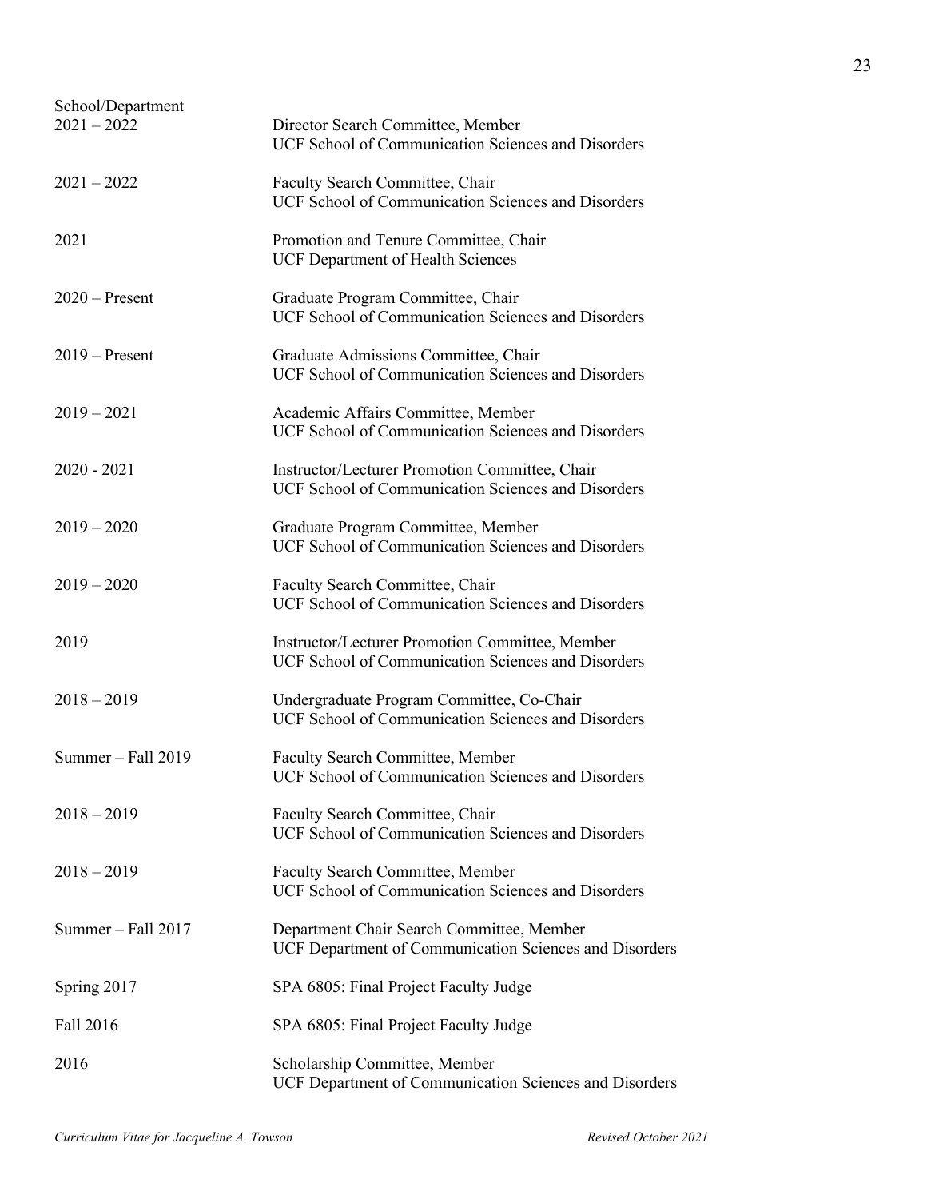<u>School/Department</u>

| | |
|---|---|
| 2021 – 2022 | Director Search Committee, Member<br>UCF School of Communication Sciences and Disorders |
| 2021 – 2022 | Faculty Search Committee, Chair<br>UCF School of Communication Sciences and Disorders |
| 2021 | Promotion and Tenure Committee, Chair<br>UCF Department of Health Sciences |
| 2020 – Present | Graduate Program Committee, Chair<br>UCF School of Communication Sciences and Disorders |
| 2019 – Present | Graduate Admissions Committee, Chair<br>UCF School of Communication Sciences and Disorders |
| 2019 – 2021 | Academic Affairs Committee, Member<br>UCF School of Communication Sciences and Disorders |
| 2020 - 2021 | Instructor/Lecturer Promotion Committee, Chair<br>UCF School of Communication Sciences and Disorders |
| 2019 – 2020 | Graduate Program Committee, Member<br>UCF School of Communication Sciences and Disorders |
| 2019 – 2020 | Faculty Search Committee, Chair<br>UCF School of Communication Sciences and Disorders |
| 2019 | Instructor/Lecturer Promotion Committee, Member<br>UCF School of Communication Sciences and Disorders |
| 2018 – 2019 | Undergraduate Program Committee, Co-Chair<br>UCF School of Communication Sciences and Disorders |
| Summer – Fall 2019 | Faculty Search Committee, Member<br>UCF School of Communication Sciences and Disorders |
| 2018 – 2019 | Faculty Search Committee, Chair<br>UCF School of Communication Sciences and Disorders |
| 2018 – 2019 | Faculty Search Committee, Member<br>UCF School of Communication Sciences and Disorders |
| Summer – Fall 2017 | Department Chair Search Committee, Member<br>UCF Department of Communication Sciences and Disorders |
| Spring 2017 | SPA 6805: Final Project Faculty Judge |
| Fall 2016 | SPA 6805: Final Project Faculty Judge |
| 2016 | Scholarship Committee, Member<br>UCF Department of Communication Sciences and Disorders |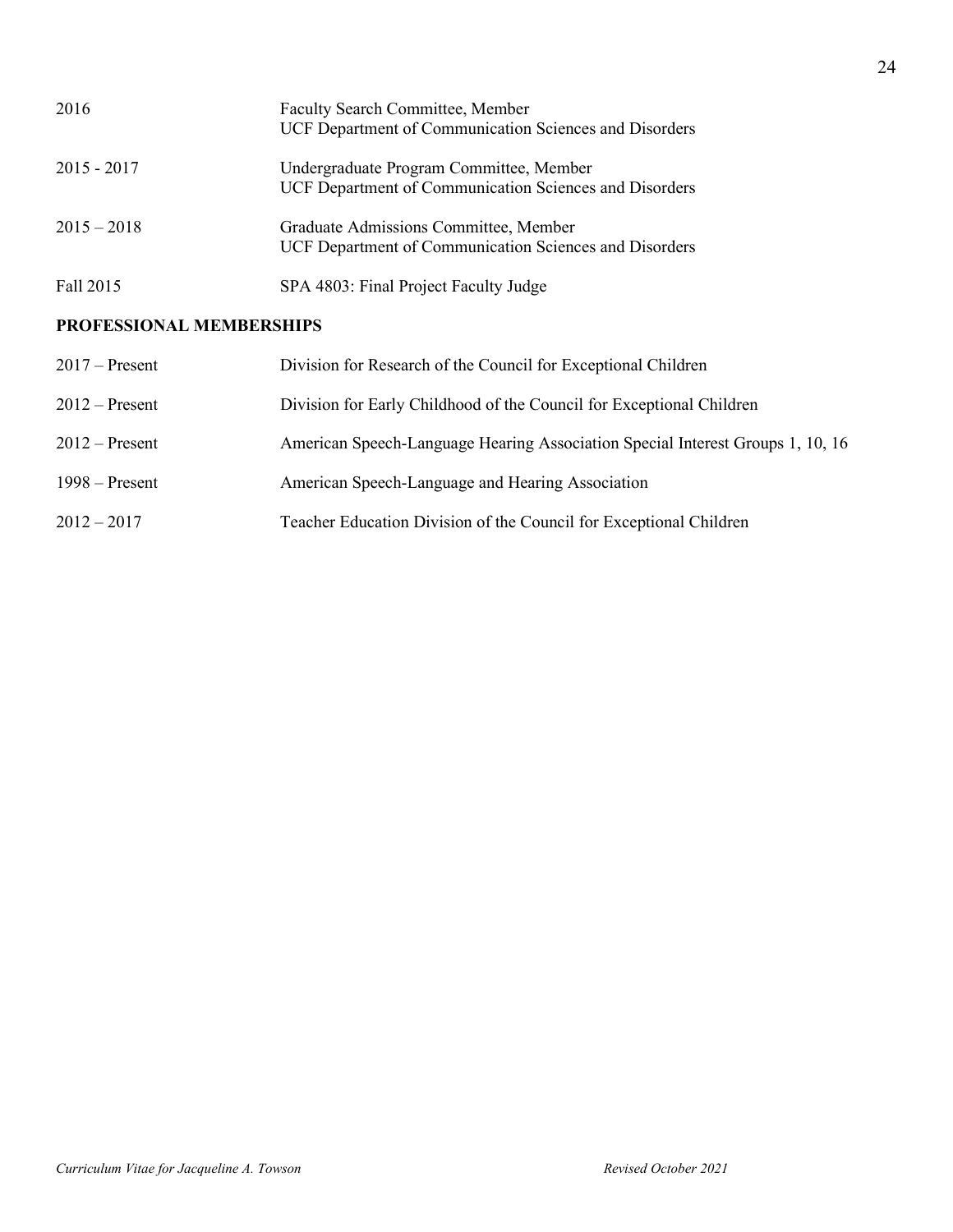| | |
|---|---|
| 2016 | Faculty Search Committee, Member<br>UCF Department of Communication Sciences and Disorders |
| 2015 - 2017 | Undergraduate Program Committee, Member<br>UCF Department of Communication Sciences and Disorders |
| 2015 – 2018 | Graduate Admissions Committee, Member<br>UCF Department of Communication Sciences and Disorders |
| Fall 2015 | SPA 4803: Final Project Faculty Judge |

## PROFESSIONAL MEMBERSHIPS

| | |
|---|---|
| 2017 – Present | Division for Research of the Council for Exceptional Children |
| 2012 – Present | Division for Early Childhood of the Council for Exceptional Children |
| 2012 – Present | American Speech-Language Hearing Association Special Interest Groups 1, 10, 16 |
| 1998 – Present | American Speech-Language and Hearing Association |
| 2012 – 2017 | Teacher Education Division of the Council for Exceptional Children |